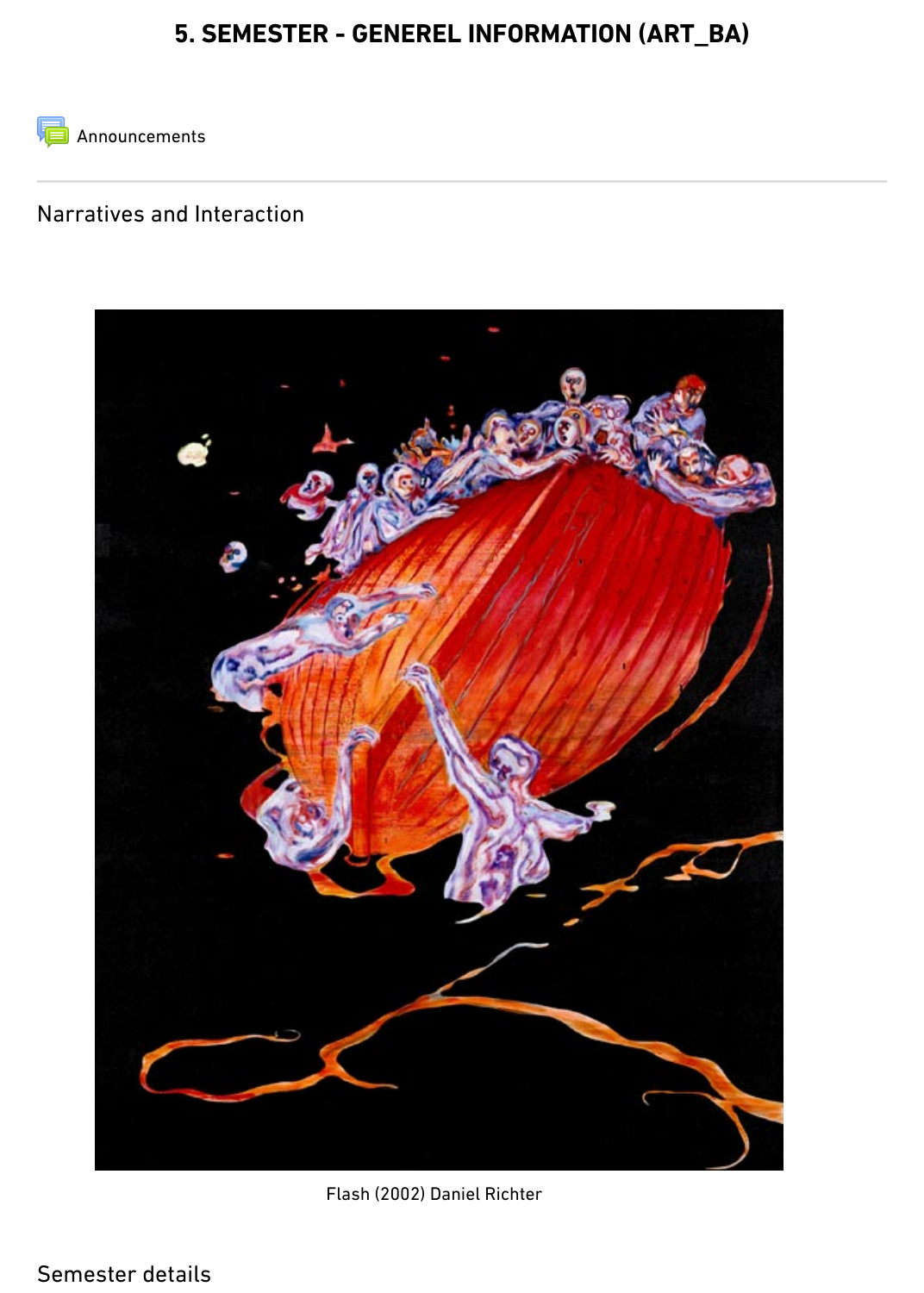# 5. SEMESTER - GENEREL INFORMATION (ART_BA)

Announcements

Narratives and Interaction

Flash (2002) Daniel Richter

Semester details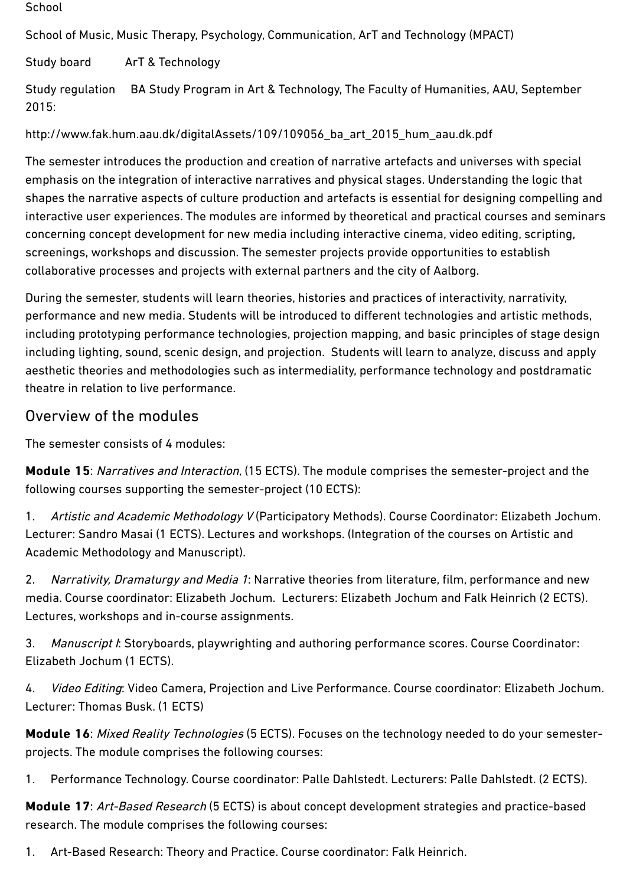School

School of Music, Music Therapy, Psychology, Communication, ArT and Technology (MPACT)

Study board ArT & Technology

Study regulation BA Study Program in Art & Technology, The Faculty of Humanities, AAU, September 2015:

http://www.fak.hum.aau.dk/digitalAssets/109/109056_ba_art_2015_hum_aau.dk.pdf

The semester introduces the production and creation of narrative artefacts and universes with special emphasis on the integration of interactive narratives and physical stages. Understanding the logic that shapes the narrative aspects of culture production and artefacts is essential for designing compelling and interactive user experiences. The modules are informed by theoretical and practical courses and seminars concerning concept development for new media including interactive cinema, video editing, scripting, screenings, workshops and discussion. The semester projects provide opportunities to establish collaborative processes and projects with external partners and the city of Aalborg.

During the semester, students will learn theories, histories and practices of interactivity, narrativity, performance and new media. Students will be introduced to different technologies and artistic methods, including prototyping performance technologies, projection mapping, and basic principles of stage design including lighting, sound, scenic design, and projection. Students will learn to analyze, discuss and apply aesthetic theories and methodologies such as intermediality, performance technology and postdramatic theatre in relation to live performance.

## Overview of the modules

The semester consists of 4 modules:

**Module 15**: *Narratives and Interaction*, (15 ECTS). The module comprises the semester-project and the following courses supporting the semester-project (10 ECTS):

1. *Artistic and Academic Methodology V* (Participatory Methods). Course Coordinator: Elizabeth Jochum. Lecturer: Sandro Masai (1 ECTS). Lectures and workshops. (Integration of the courses on Artistic and Academic Methodology and Manuscript).

2. *Narrativity, Dramaturgy and Media 1*: Narrative theories from literature, film, performance and new media. Course coordinator: Elizabeth Jochum. Lecturers: Elizabeth Jochum and Falk Heinrich (2 ECTS). Lectures, workshops and in-course assignments.

3. *Manuscript I*: Storyboards, playwrighting and authoring performance scores. Course Coordinator: Elizabeth Jochum (1 ECTS).

4. *Video Editing*: Video Camera, Projection and Live Performance. Course coordinator: Elizabeth Jochum. Lecturer: Thomas Busk. (1 ECTS)

**Module 16**: *Mixed Reality Technologies* (5 ECTS). Focuses on the technology needed to do your semester-projects. The module comprises the following courses:

1. Performance Technology. Course coordinator: Palle Dahlstedt. Lecturers: Palle Dahlstedt. (2 ECTS).

**Module 17**: *Art-Based Research* (5 ECTS) is about concept development strategies and practice-based research. The module comprises the following courses:

1. Art-Based Research: Theory and Practice. Course coordinator: Falk Heinrich.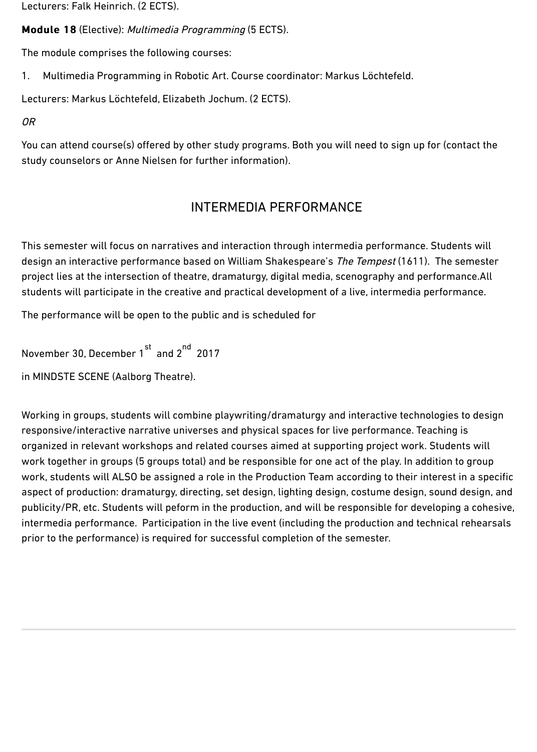Lecturers: Falk Heinrich. (2 ECTS).

**Module 18** (Elective): *Multimedia Programming* (5 ECTS).

The module comprises the following courses:

1. Multimedia Programming in Robotic Art. Course coordinator: Markus Löchtefeld.

Lecturers: Markus Löchtefeld, Elizabeth Jochum. (2 ECTS).

*OR*

You can attend course(s) offered by other study programs. Both you will need to sign up for (contact the study counselors or Anne Nielsen for further information).

## INTERMEDIA PERFORMANCE

This semester will focus on narratives and interaction through intermedia performance. Students will design an interactive performance based on William Shakespeare's *The Tempest* (1611). The semester project lies at the intersection of theatre, dramaturgy, digital media, scenography and performance.All students will participate in the creative and practical development of a live, intermedia performance.

The performance will be open to the public and is scheduled for

November 30, December 1st and 2nd 2017

in MINDSTE SCENE (Aalborg Theatre).

Working in groups, students will combine playwriting/dramaturgy and interactive technologies to design responsive/interactive narrative universes and physical spaces for live performance. Teaching is organized in relevant workshops and related courses aimed at supporting project work. Students will work together in groups (5 groups total) and be responsible for one act of the play. In addition to group work, students will ALSO be assigned a role in the Production Team according to their interest in a specific aspect of production: dramaturgy, directing, set design, lighting design, costume design, sound design, and publicity/PR, etc. Students will peform in the production, and will be responsible for developing a cohesive, intermedia performance. Participation in the live event (including the production and technical rehearsals prior to the performance) is required for successful completion of the semester.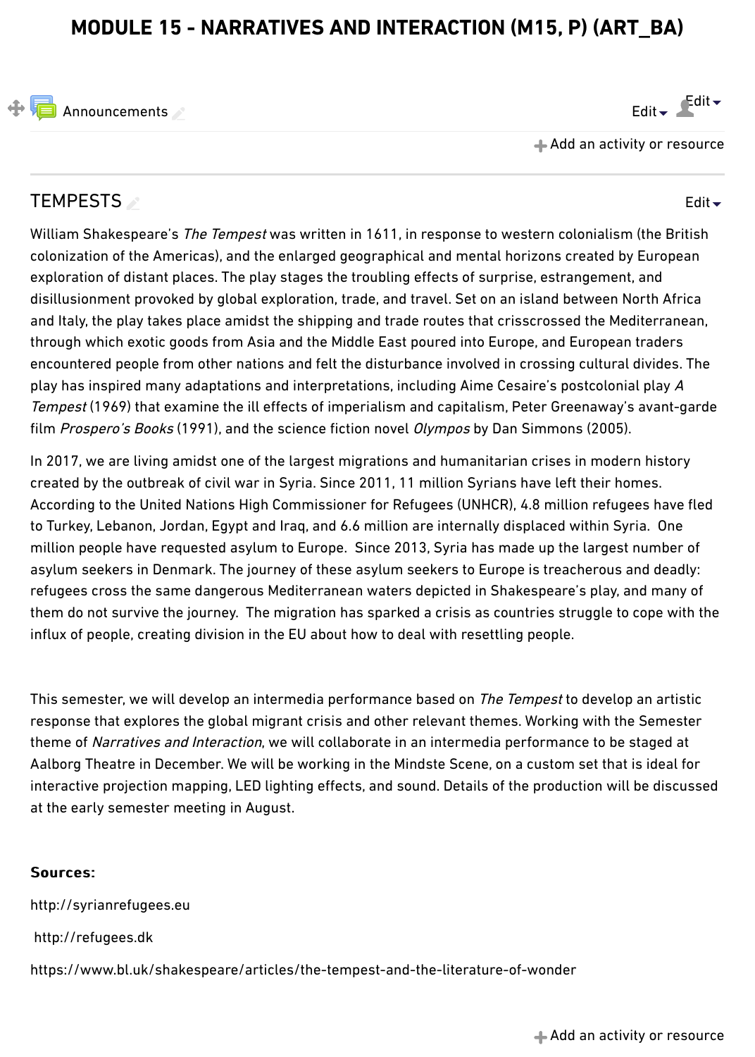# MODULE 15 - NARRATIVES AND INTERACTION (M15, P) (ART_BA)

Announcements

Add an activity or resource

## TEMPESTS

William Shakespeare's *The Tempest* was written in 1611, in response to western colonialism (the British colonization of the Americas), and the enlarged geographical and mental horizons created by European exploration of distant places. The play stages the troubling effects of surprise, estrangement, and disillusionment provoked by global exploration, trade, and travel. Set on an island between North Africa and Italy, the play takes place amidst the shipping and trade routes that crisscrossed the Mediterranean, through which exotic goods from Asia and the Middle East poured into Europe, and European traders encountered people from other nations and felt the disturbance involved in crossing cultural divides. The play has inspired many adaptations and interpretations, including Aime Cesaire's postcolonial play *A Tempest* (1969) that examine the ill effects of imperialism and capitalism, Peter Greenaway's avant-garde film *Prospero's Books* (1991), and the science fiction novel *Olympos* by Dan Simmons (2005).

In 2017, we are living amidst one of the largest migrations and humanitarian crises in modern history created by the outbreak of civil war in Syria. Since 2011, 11 million Syrians have left their homes. According to the United Nations High Commissioner for Refugees (UNHCR), 4.8 million refugees have fled to Turkey, Lebanon, Jordan, Egypt and Iraq, and 6.6 million are internally displaced within Syria. One million people have requested asylum to Europe. Since 2013, Syria has made up the largest number of asylum seekers in Denmark. The journey of these asylum seekers to Europe is treacherous and deadly: refugees cross the same dangerous Mediterranean waters depicted in Shakespeare's play, and many of them do not survive the journey. The migration has sparked a crisis as countries struggle to cope with the influx of people, creating division in the EU about how to deal with resettling people.

This semester, we will develop an intermedia performance based on *The Tempest* to develop an artistic response that explores the global migrant crisis and other relevant themes. Working with the Semester theme of *Narratives and Interaction*, we will collaborate in an intermedia performance to be staged at Aalborg Theatre in December. We will be working in the Mindste Scene, on a custom set that is ideal for interactive projection mapping, LED lighting effects, and sound. Details of the production will be discussed at the early semester meeting in August.

**Sources:**

http://syrianrefugees.eu

http://refugees.dk

https://www.bl.uk/shakespeare/articles/the-tempest-and-the-literature-of-wonder

Add an activity or resource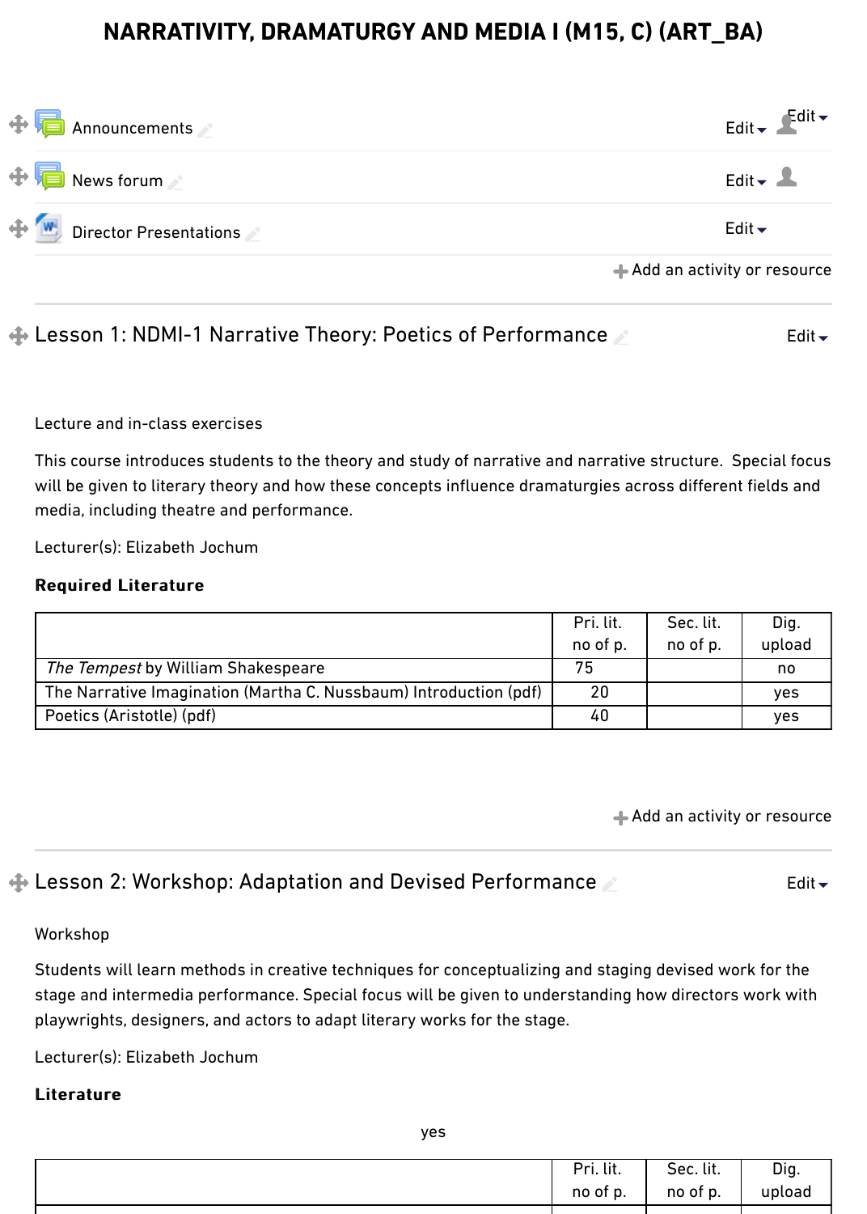# NARRATIVITY, DRAMATURGY AND MEDIA I (M15, C) (ART_BA)

Announcements

News forum

Director Presentations

Add an activity or resource

## Lesson 1: NDMI-1 Narrative Theory: Poetics of Performance

Lecture and in-class exercises

This course introduces students to the theory and study of narrative and narrative structure. Special focus will be given to literary theory and how these concepts influence dramaturgies across different fields and media, including theatre and performance.

Lecturer(s): Elizabeth Jochum

**Required Literature**

| | Pri. lit. no of p. | Sec. lit. no of p. | Dig. upload |
|---|---|---|---|
| *The Tempest* by William Shakespeare | 75 | | no |
| The Narrative Imagination (Martha C. Nussbaum) Introduction (pdf) | 20 | | yes |
| Poetics (Aristotle) (pdf) | 40 | | yes |

Add an activity or resource

## Lesson 2: Workshop: Adaptation and Devised Performance

Workshop

Students will learn methods in creative techniques for conceptualizing and staging devised work for the stage and intermedia performance. Special focus will be given to understanding how directors work with playwrights, designers, and actors to adapt literary works for the stage.

Lecturer(s): Elizabeth Jochum

**Literature**

yes

| | Pri. lit. no of p. | Sec. lit. no of p. | Dig. upload |
|---|---|---|---|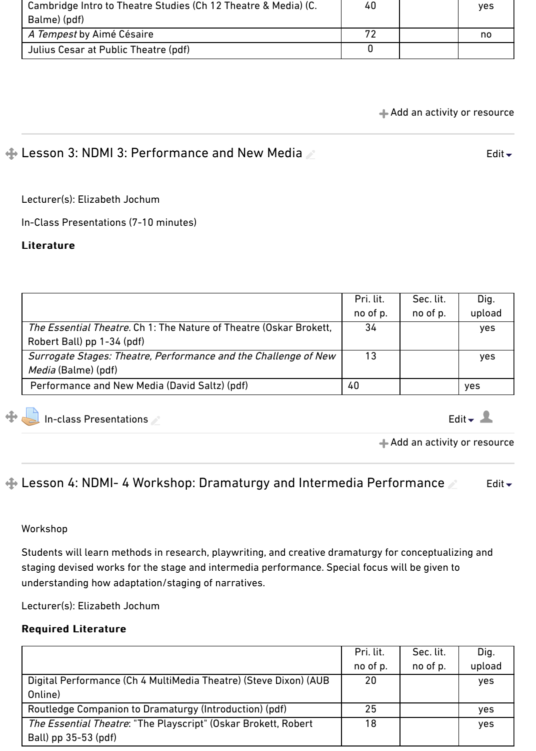| | | | |
|---|---|---|---|
| Cambridge Intro to Theatre Studies (Ch 12 Theatre & Media) (C. Balme) (pdf) | 40 | | yes |
| *A Tempest* by Aimé Césaire | 72 | | no |
| Julius Cesar at Public Theatre (pdf) | 0 | | |

Add an activity or resource

## Lesson 3: NDMI 3: Performance and New Media

Lecturer(s): Elizabeth Jochum

In-Class Presentations (7-10 minutes)

**Literature**

| | Pri. lit. no of p. | Sec. lit. no of p. | Dig. upload |
|---|---|---|---|
| *The Essential Theatre.* Ch 1: The Nature of Theatre (Oskar Brokett, Robert Ball) pp 1-34 (pdf) | 34 | | yes |
| *Surrogate Stages: Theatre, Performance and the Challenge of New Media* (Balme) (pdf) | 13 | | yes |
| Performance and New Media (David Saltz) (pdf) | 40 | | yes |

In-class Presentations

Add an activity or resource

## Lesson 4: NDMI- 4 Workshop: Dramaturgy and Intermedia Performance

Workshop

Students will learn methods in research, playwriting, and creative dramaturgy for conceptualizing and staging devised works for the stage and intermedia performance. Special focus will be given to understanding how adaptation/staging of narratives.

Lecturer(s): Elizabeth Jochum

**Required Literature**

| | Pri. lit. no of p. | Sec. lit. no of p. | Dig. upload |
|---|---|---|---|
| Digital Performance (Ch 4 MultiMedia Theatre) (Steve Dixon) (AUB Online) | 20 | | yes |
| Routledge Companion to Dramaturgy (Introduction) (pdf) | 25 | | yes |
| *The Essential Theatre*: "The Playscript" (Oskar Brokett, Robert Ball) pp 35-53 (pdf) | 18 | | yes |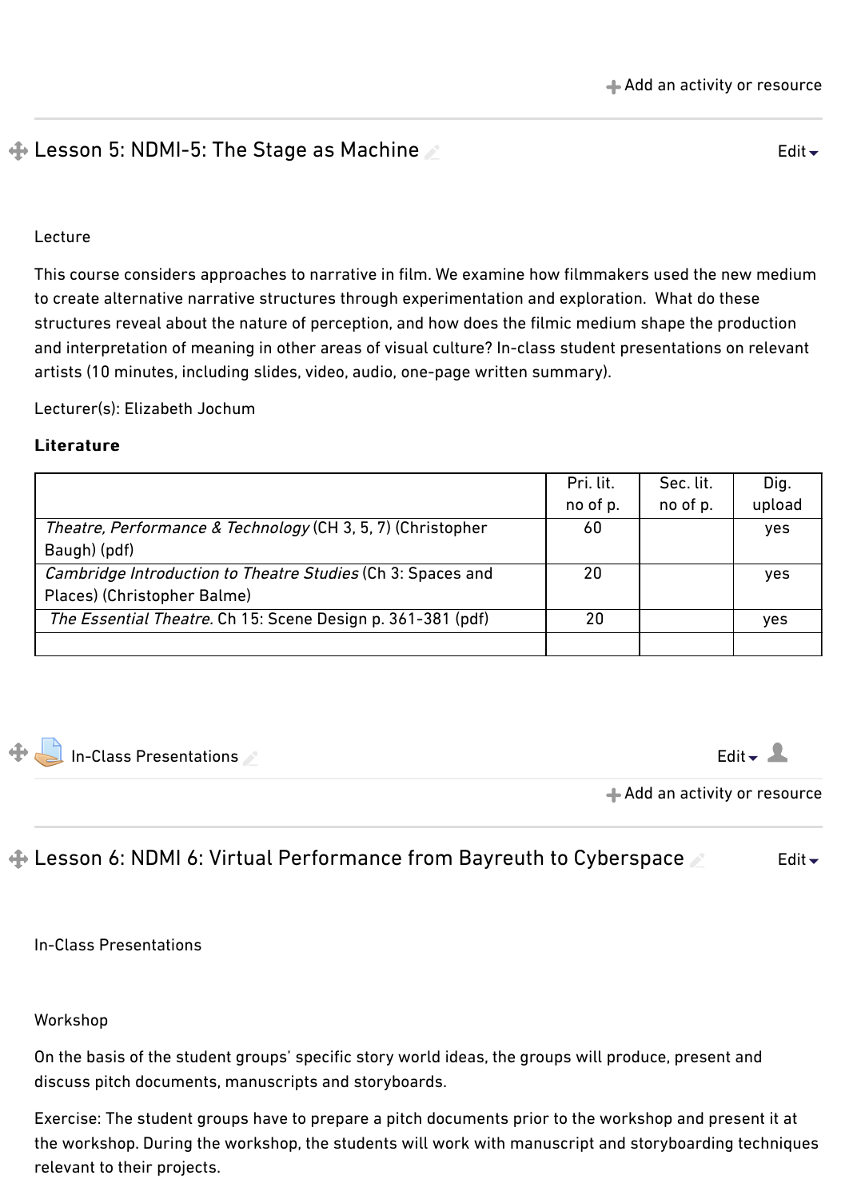Add an activity or resource

## Lesson 5: NDMI-5: The Stage as Machine

Edit

Lecture

This course considers approaches to narrative in film. We examine how filmmakers used the new medium to create alternative narrative structures through experimentation and exploration. What do these structures reveal about the nature of perception, and how does the filmic medium shape the production and interpretation of meaning in other areas of visual culture? In-class student presentations on relevant artists (10 minutes, including slides, video, audio, one-page written summary).

Lecturer(s): Elizabeth Jochum

**Literature**

| | Pri. lit. no of p. | Sec. lit. no of p. | Dig. upload |
|---|---|---|---|
| *Theatre, Performance & Technology* (CH 3, 5, 7) (Christopher Baugh) (pdf) | 60 | | yes |
| *Cambridge Introduction to Theatre Studies* (Ch 3: Spaces and Places) (Christopher Balme) | 20 | | yes |
| *The Essential Theatre.* Ch 15: Scene Design p. 361-381 (pdf) | 20 | | yes |
| | | | |

In-Class Presentations

Edit

Add an activity or resource

## Lesson 6: NDMI 6: Virtual Performance from Bayreuth to Cyberspace

Edit

In-Class Presentations

Workshop

On the basis of the student groups' specific story world ideas, the groups will produce, present and discuss pitch documents, manuscripts and storyboards.

Exercise: The student groups have to prepare a pitch documents prior to the workshop and present it at the workshop. During the workshop, the students will work with manuscript and storyboarding techniques relevant to their projects.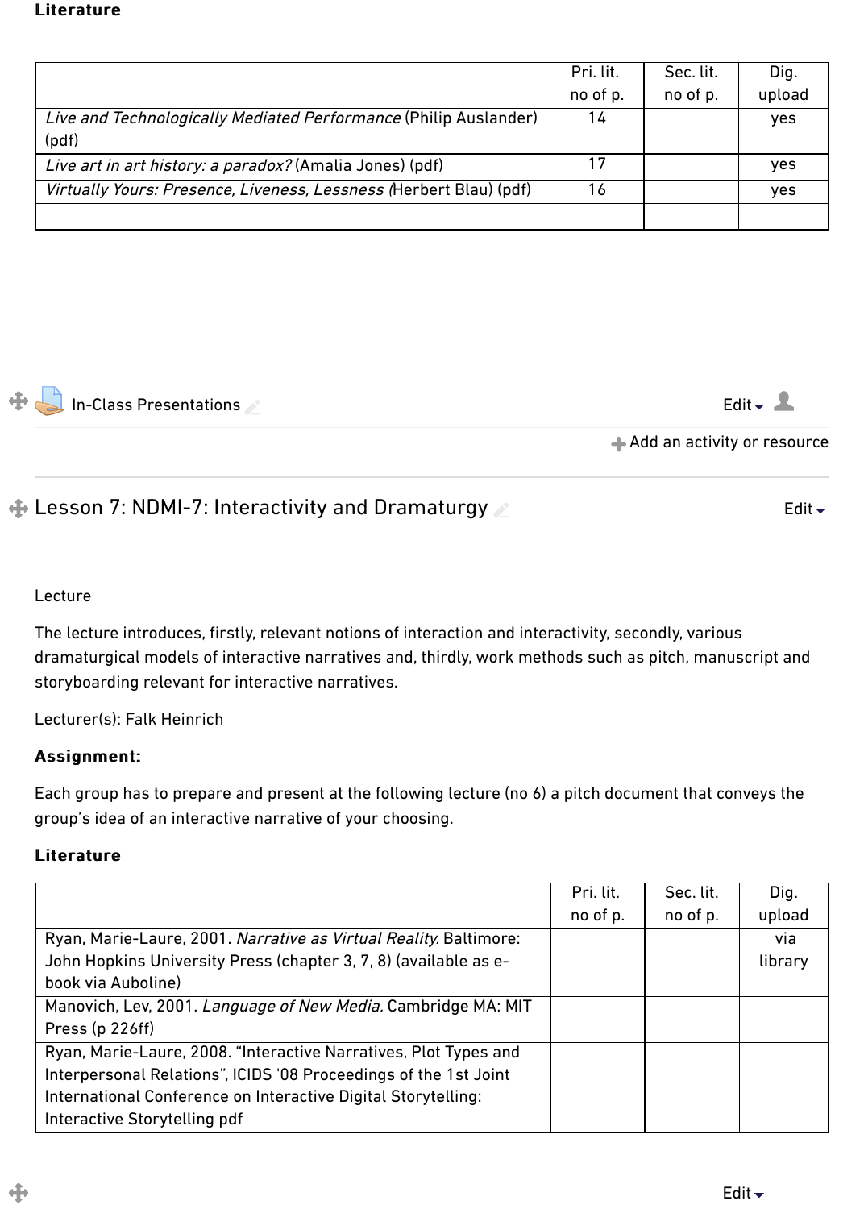**Literature**

| | Pri. lit. no of p. | Sec. lit. no of p. | Dig. upload |
|---|---|---|---|
| *Live and Technologically Mediated Performance* (Philip Auslander) (pdf) | 14 | | yes |
| *Live art in art history: a paradox?* (Amalia Jones) (pdf) | 17 | | yes |
| *Virtually Yours: Presence, Liveness, Lessness* (Herbert Blau) (pdf) | 16 | | yes |
| | | | |

In-Class Presentations

Edit

Add an activity or resource

## Lesson 7: NDMI-7: Interactivity and Dramaturgy

Edit

Lecture

The lecture introduces, firstly, relevant notions of interaction and interactivity, secondly, various dramaturgical models of interactive narratives and, thirdly, work methods such as pitch, manuscript and storyboarding relevant for interactive narratives.

Lecturer(s): Falk Heinrich

**Assignment:**

Each group has to prepare and present at the following lecture (no 6) a pitch document that conveys the group's idea of an interactive narrative of your choosing.

**Literature**

| | Pri. lit. no of p. | Sec. lit. no of p. | Dig. upload |
|---|---|---|---|
| Ryan, Marie-Laure, 2001. *Narrative as Virtual Reality*. Baltimore: John Hopkins University Press (chapter 3, 7, 8) (available as e-book via Auboline) | | | via library |
| Manovich, Lev, 2001. *Language of New Media*. Cambridge MA: MIT Press (p 226ff) | | | |
| Ryan, Marie-Laure, 2008. "Interactive Narratives, Plot Types and Interpersonal Relations", ICIDS '08 Proceedings of the 1st Joint International Conference on Interactive Digital Storytelling: Interactive Storytelling pdf | | | |

Edit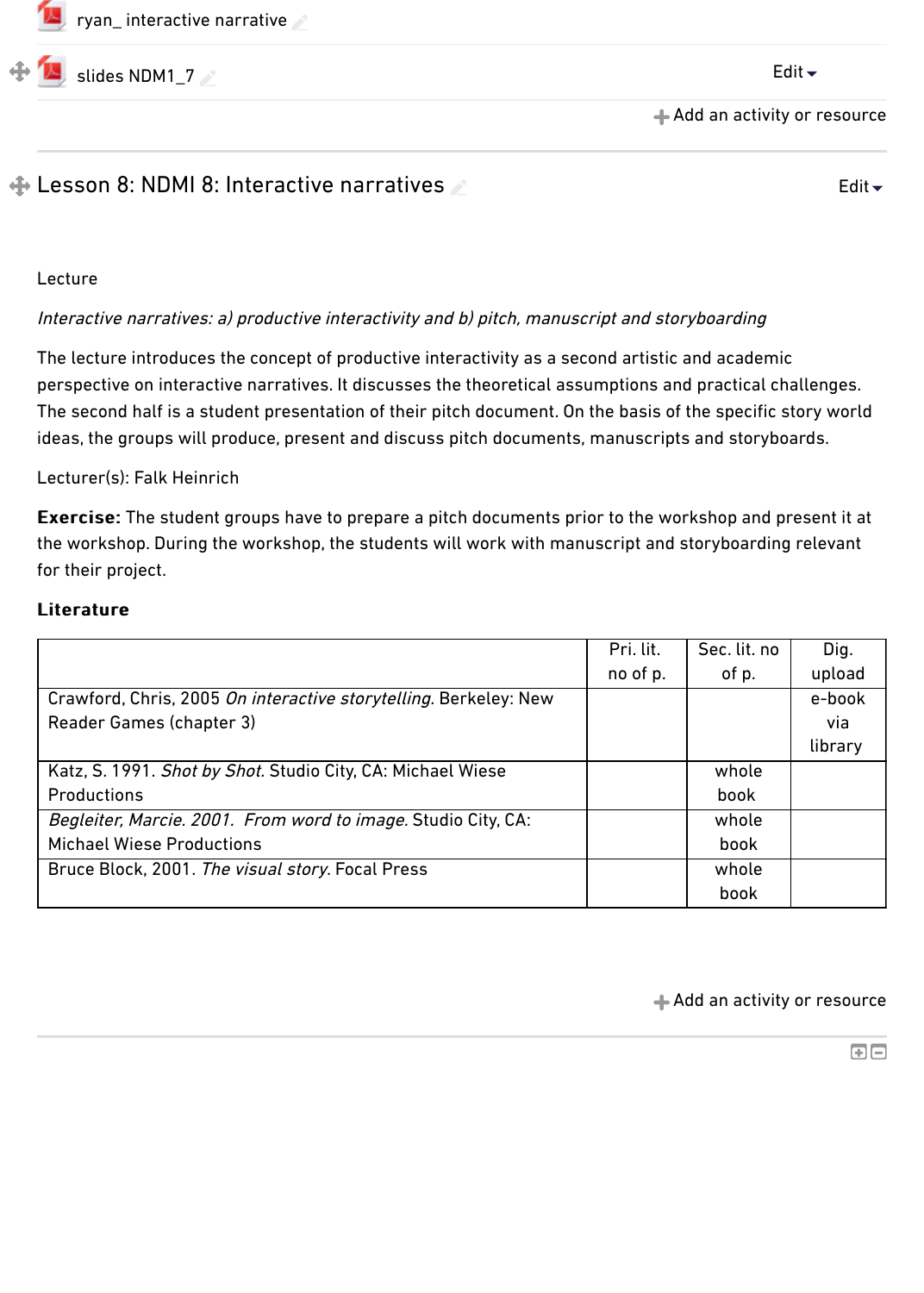ryan_ interactive narrative

slides NDM1_7

Edit

Add an activity or resource

## Lesson 8: NDMI 8: Interactive narratives

Edit

Lecture

*Interactive narratives: a) productive interactivity and b) pitch, manuscript and storyboarding*

The lecture introduces the concept of productive interactivity as a second artistic and academic perspective on interactive narratives. It discusses the theoretical assumptions and practical challenges. The second half is a student presentation of their pitch document. On the basis of the specific story world ideas, the groups will produce, present and discuss pitch documents, manuscripts and storyboards.

Lecturer(s): Falk Heinrich

**Exercise:** The student groups have to prepare a pitch documents prior to the workshop and present it at the workshop. During the workshop, the students will work with manuscript and storyboarding relevant for their project.

**Literature**

| | Pri. lit. no of p. | Sec. lit. no of p. | Dig. upload |
|---|---|---|---|
| Crawford, Chris, 2005 *On interactive storytelling.* Berkeley: New Reader Games (chapter 3) | | | e-book via library |
| Katz, S. 1991. *Shot by Shot.* Studio City, CA: Michael Wiese Productions | | whole book | |
| *Begleiter, Marcie. 2001. From word to image.* Studio City, CA: Michael Wiese Productions | | whole book | |
| Bruce Block, 2001. *The visual story.* Focal Press | | whole book | |

Add an activity or resource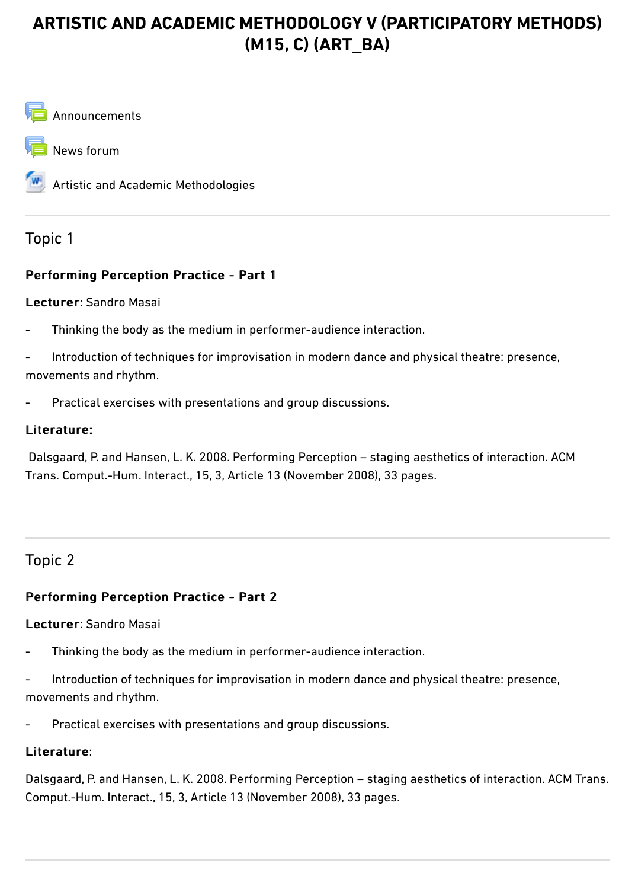# ARTISTIC AND ACADEMIC METHODOLOGY V (PARTICIPATORY METHODS) (M15, C) (ART_BA)

Announcements

News forum

Artistic and Academic Methodologies

---

## Topic 1

**Performing Perception Practice - Part 1**

**Lecturer**: Sandro Masai

- Thinking the body as the medium in performer-audience interaction.
- Introduction of techniques for improvisation in modern dance and physical theatre: presence, movements and rhythm.
- Practical exercises with presentations and group discussions.

**Literature:**

Dalsgaard, P. and Hansen, L. K. 2008. Performing Perception – staging aesthetics of interaction. ACM Trans. Comput.-Hum. Interact., 15, 3, Article 13 (November 2008), 33 pages.

---

## Topic 2

**Performing Perception Practice - Part 2**

**Lecturer**: Sandro Masai

- Thinking the body as the medium in performer-audience interaction.
- Introduction of techniques for improvisation in modern dance and physical theatre: presence, movements and rhythm.
- Practical exercises with presentations and group discussions.

**Literature**:

Dalsgaard, P. and Hansen, L. K. 2008. Performing Perception – staging aesthetics of interaction. ACM Trans. Comput.-Hum. Interact., 15, 3, Article 13 (November 2008), 33 pages.

---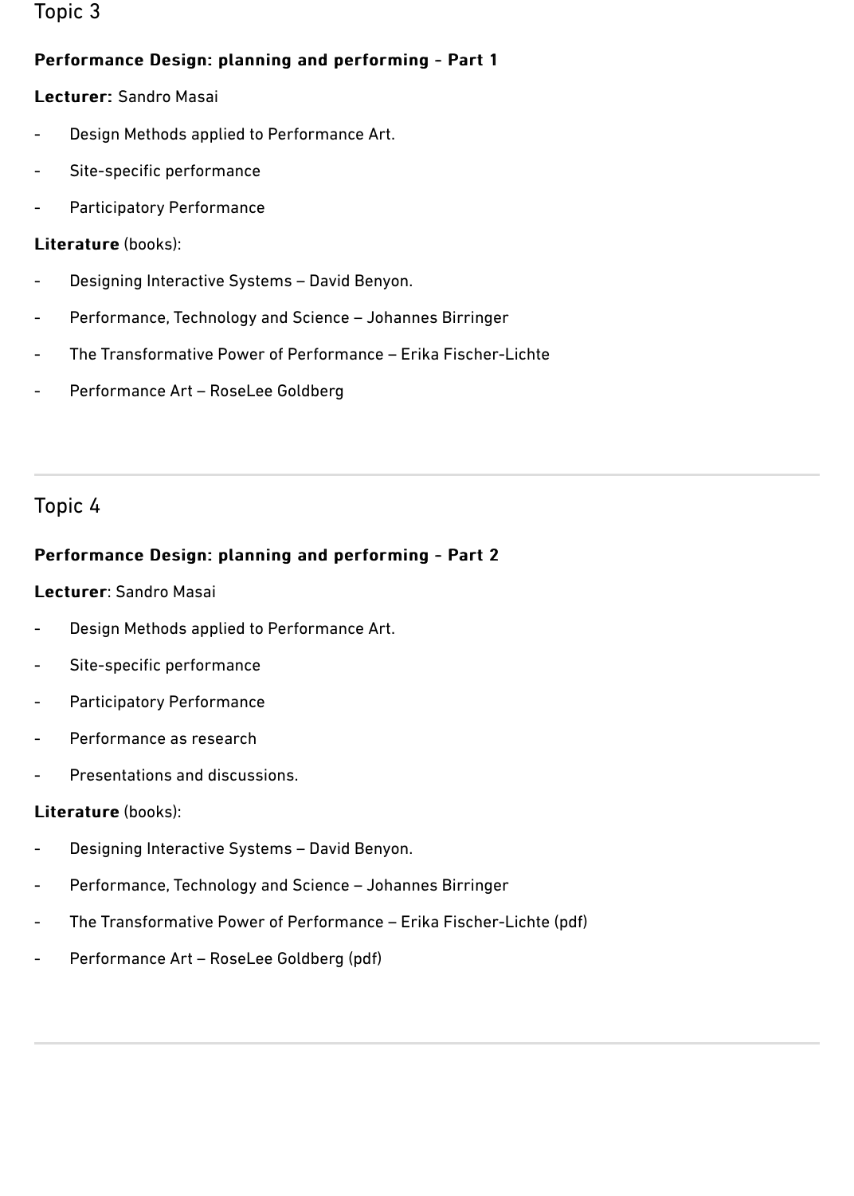## Topic 3

**Performance Design: planning and performing - Part 1**

**Lecturer:** Sandro Masai

- Design Methods applied to Performance Art.
- Site-specific performance
- Participatory Performance

**Literature** (books):

- Designing Interactive Systems – David Benyon.
- Performance, Technology and Science – Johannes Birringer
- The Transformative Power of Performance – Erika Fischer-Lichte
- Performance Art – RoseLee Goldberg

---

## Topic 4

**Performance Design: planning and performing - Part 2**

**Lecturer**: Sandro Masai

- Design Methods applied to Performance Art.
- Site-specific performance
- Participatory Performance
- Performance as research
- Presentations and discussions.

**Literature** (books):

- Designing Interactive Systems – David Benyon.
- Performance, Technology and Science – Johannes Birringer
- The Transformative Power of Performance – Erika Fischer-Lichte (pdf)
- Performance Art – RoseLee Goldberg (pdf)

---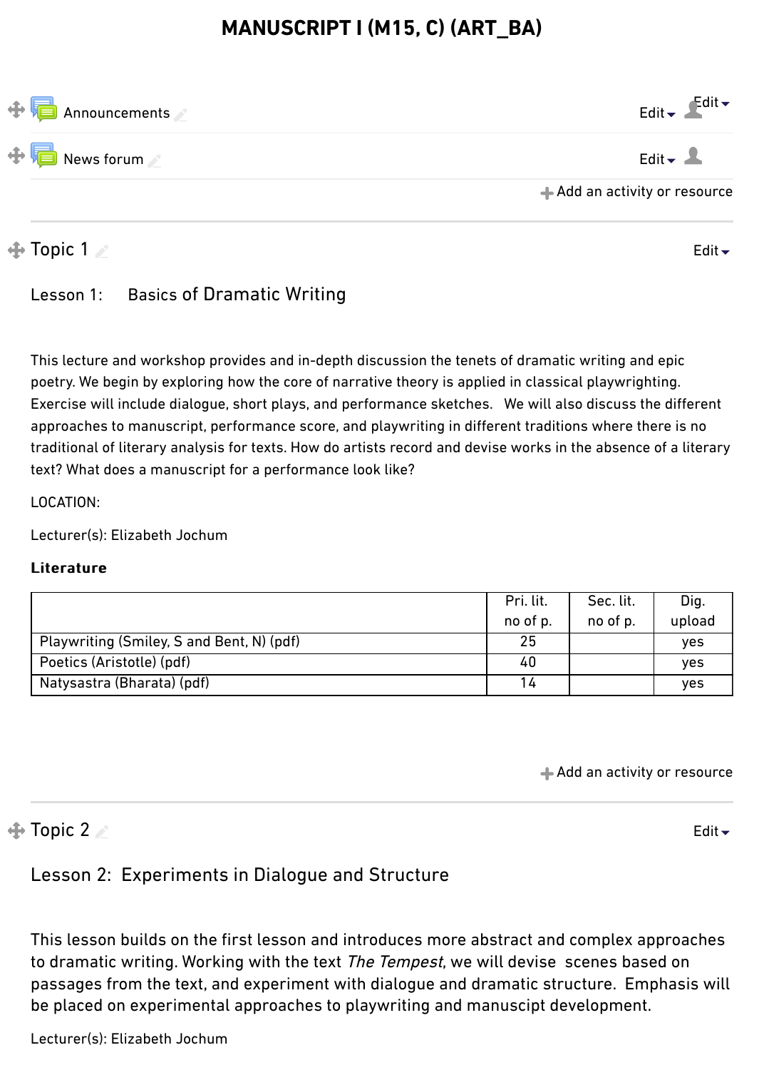# MANUSCRIPT I (M15, C) (ART_BA)

Announcements

News forum

Add an activity or resource

## Topic 1

### Lesson 1: Basics of Dramatic Writing

This lecture and workshop provides and in-depth discussion the tenets of dramatic writing and epic poetry. We begin by exploring how the core of narrative theory is applied in classical playwrighting. Exercise will include dialogue, short plays, and performance sketches. We will also discuss the different approaches to manuscript, performance score, and playwriting in different traditions where there is no traditional of literary analysis for texts. How do artists record and devise works in the absence of a literary text? What does a manuscript for a performance look like?

LOCATION:

Lecturer(s): Elizabeth Jochum

**Literature**

| | Pri. lit. no of p. | Sec. lit. no of p. | Dig. upload |
|---|---|---|---|
| Playwriting (Smiley, S and Bent, N) (pdf) | 25 | | yes |
| Poetics (Aristotle) (pdf) | 40 | | yes |
| Natysastra (Bharata) (pdf) | 14 | | yes |

Add an activity or resource

## Topic 2

### Lesson 2: Experiments in Dialogue and Structure

This lesson builds on the first lesson and introduces more abstract and complex approaches to dramatic writing. Working with the text *The Tempest*, we will devise scenes based on passages from the text, and experiment with dialogue and dramatic structure. Emphasis will be placed on experimental approaches to playwriting and manuscipt development.

Lecturer(s): Elizabeth Jochum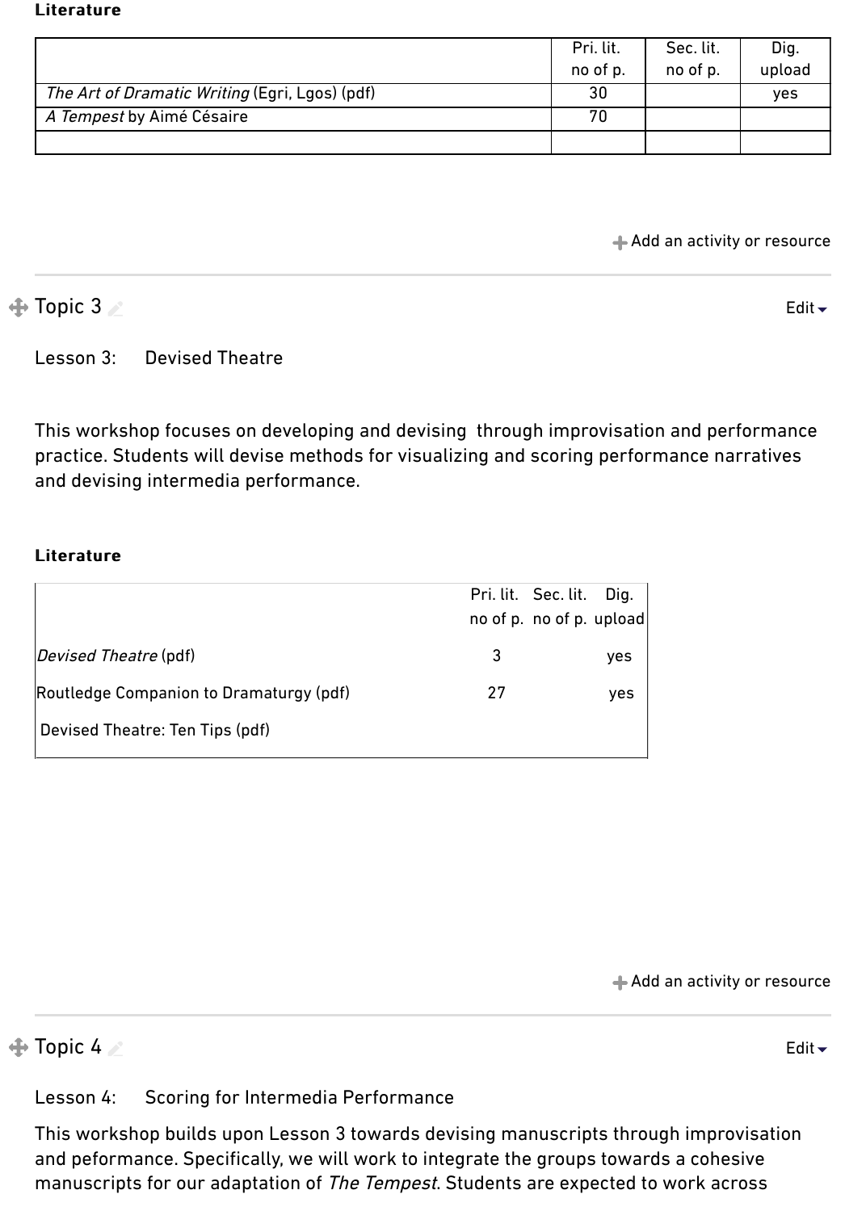**Literature**

| | Pri. lit. no of p. | Sec. lit. no of p. | Dig. upload |
|---|---|---|---|
| *The Art of Dramatic Writing* (Egri, Lgos) (pdf) | 30 | | yes |
| *A Tempest* by Aimé Césaire | 70 | | |
| | | | |

Add an activity or resource

## Topic 3

Lesson 3: Devised Theatre

This workshop focuses on developing and devising through improvisation and performance practice. Students will devise methods for visualizing and scoring performance narratives and devising intermedia performance.

**Literature**

| | Pri. lit. no of p. | Sec. lit. no of p. | Dig. upload |
|---|---|---|---|
| *Devised Theatre* (pdf) | 3 | | yes |
| Routledge Companion to Dramaturgy (pdf) | 27 | | yes |
| Devised Theatre: Ten Tips (pdf) | | | |

Add an activity or resource

## Topic 4

Lesson 4: Scoring for Intermedia Performance

This workshop builds upon Lesson 3 towards devising manuscripts through improvisation and peformance. Specifically, we will work to integrate the groups towards a cohesive manuscripts for our adaptation of *The Tempest*. Students are expected to work across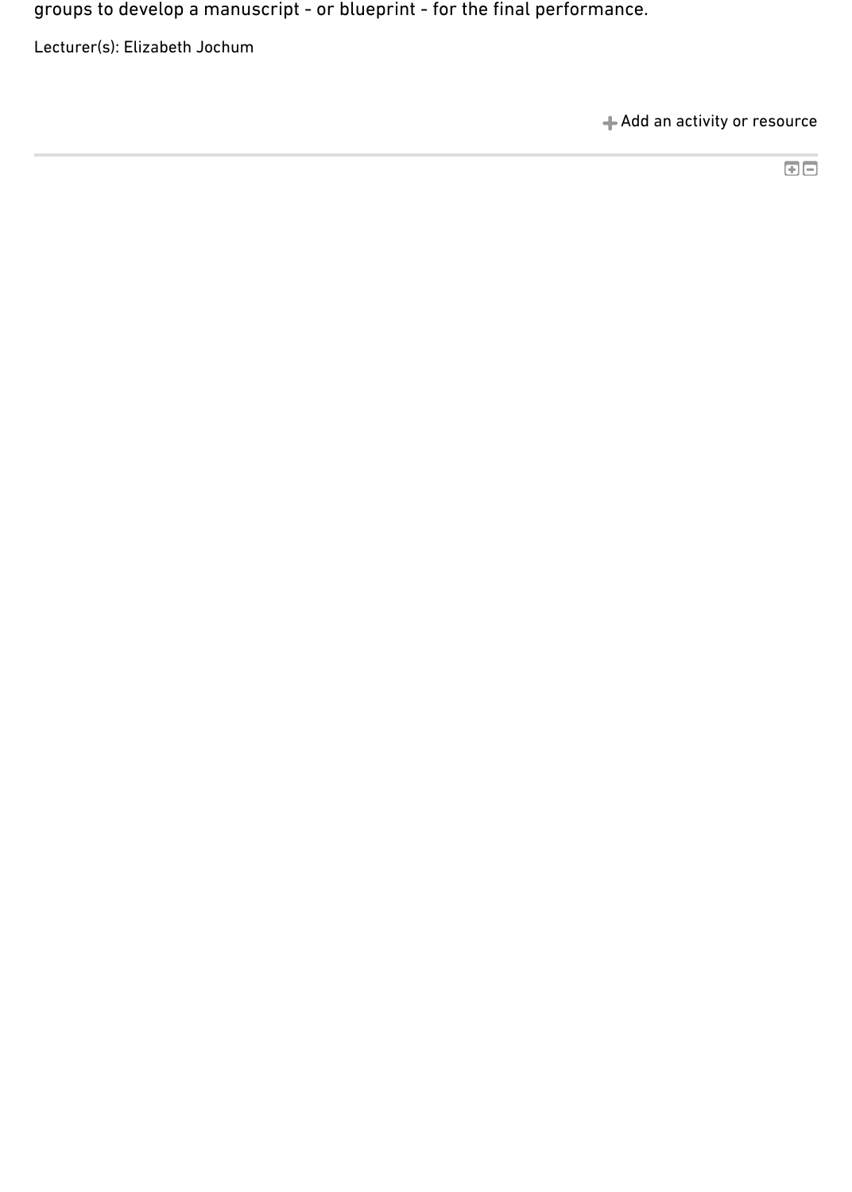groups to develop a manuscript - or blueprint - for the final performance.

Lecturer(s): Elizabeth Jochum

Add an activity or resource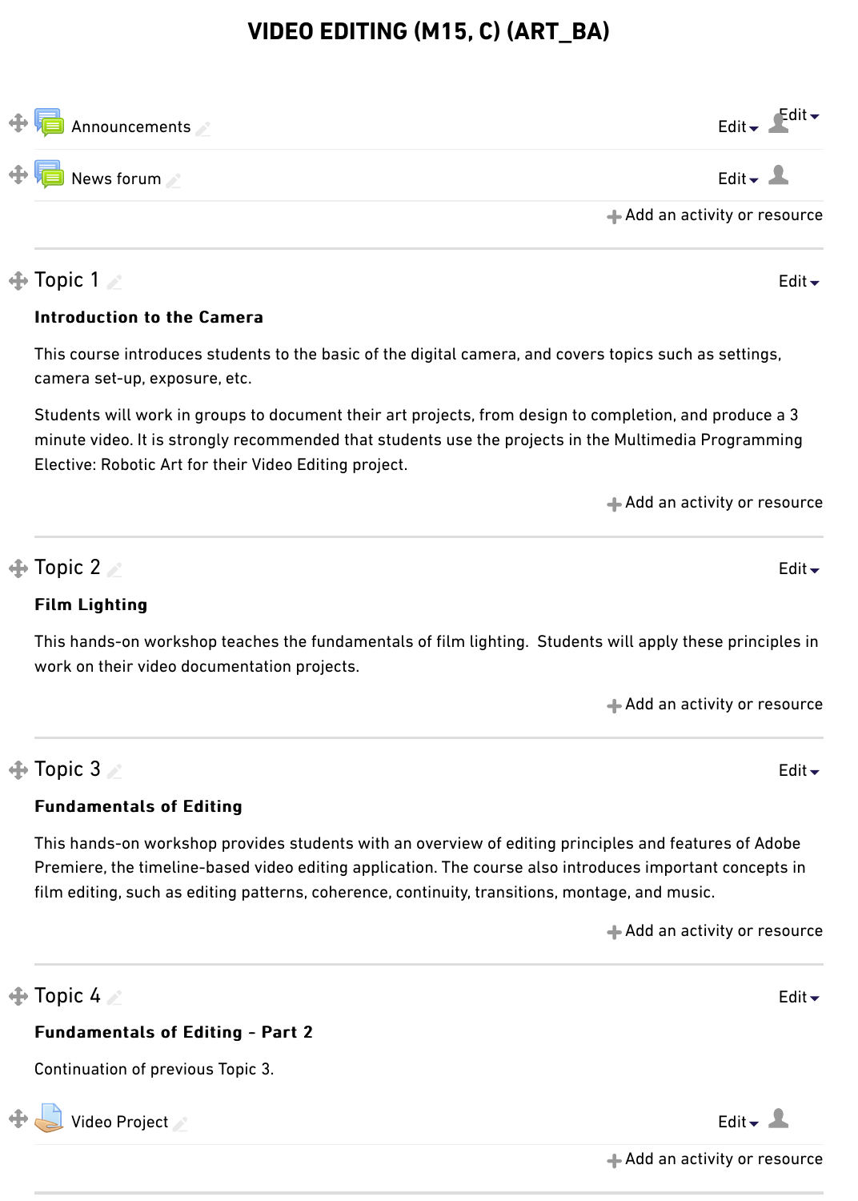# VIDEO EDITING (M15, C) (ART_BA)

Announcements

News forum

## Topic 1

**Introduction to the Camera**

This course introduces students to the basic of the digital camera, and covers topics such as settings, camera set-up, exposure, etc.

Students will work in groups to document their art projects, from design to completion, and produce a 3 minute video. It is strongly recommended that students use the projects in the Multimedia Programming Elective: Robotic Art for their Video Editing project.

## Topic 2

**Film Lighting**

This hands-on workshop teaches the fundamentals of film lighting.  Students will apply these principles in work on their video documentation projects.

## Topic 3

**Fundamentals of Editing**

This hands-on workshop provides students with an overview of editing principles and features of Adobe Premiere, the timeline-based video editing application. The course also introduces important concepts in film editing, such as editing patterns, coherence, continuity, transitions, montage, and music.

## Topic 4

**Fundamentals of Editing - Part 2**

Continuation of previous Topic 3.

Video Project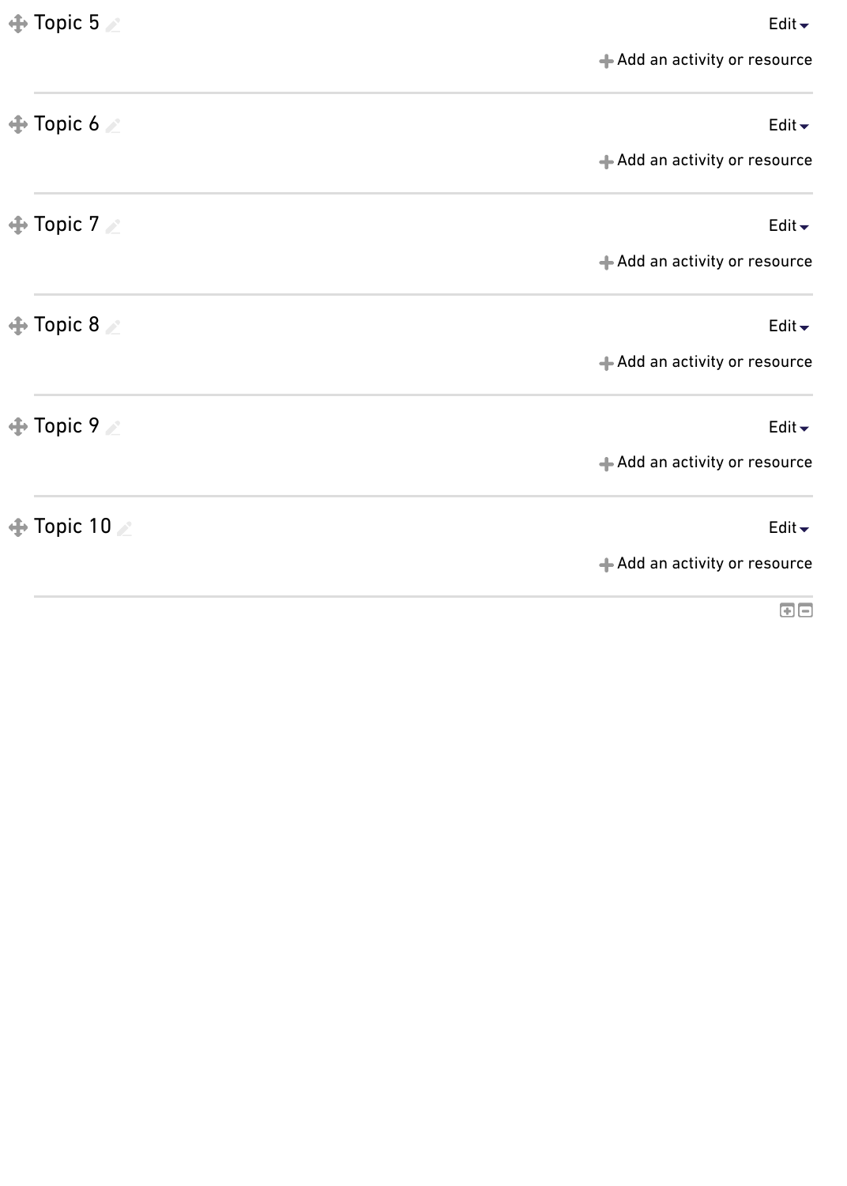Topic 5

Edit

Add an activity or resource

---

Topic 6

Edit

Add an activity or resource

---

Topic 7

Edit

Add an activity or resource

---

Topic 8

Edit

Add an activity or resource

---

Topic 9

Edit

Add an activity or resource

---

Topic 10

Edit

Add an activity or resource

---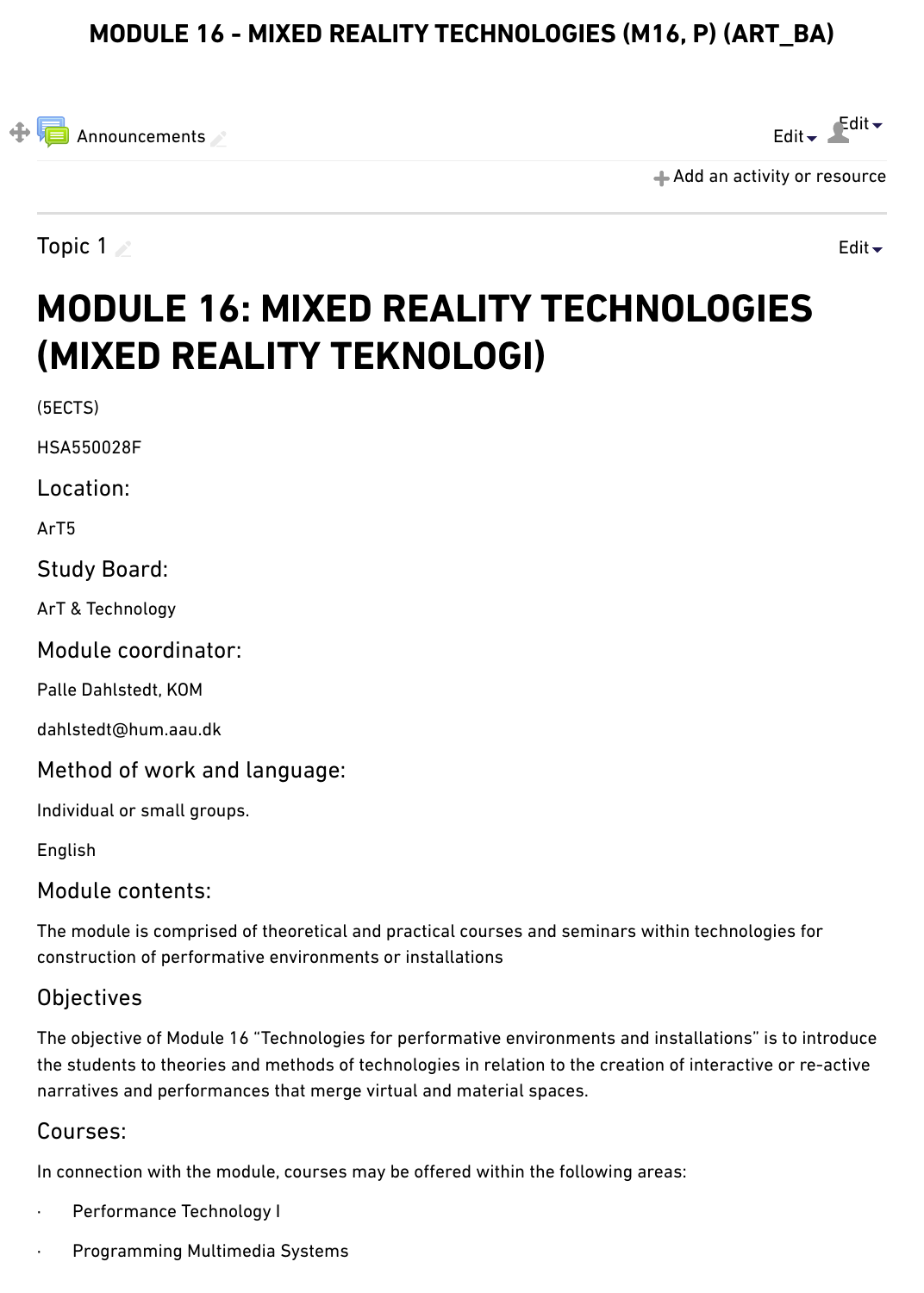# MODULE 16 - MIXED REALITY TECHNOLOGIES (M16, P) (ART_BA)

Announcements

Edit Edit

Add an activity or resource

Topic 1

Edit

## MODULE 16: MIXED REALITY TECHNOLOGIES (MIXED REALITY TEKNOLOGI)

(5ECTS)

HSA550028F

### Location:

ArT5

### Study Board:

ArT & Technology

### Module coordinator:

Palle Dahlstedt, KOM

dahlstedt@hum.aau.dk

### Method of work and language:

Individual or small groups.

English

### Module contents:

The module is comprised of theoretical and practical courses and seminars within technologies for construction of performative environments or installations

### Objectives

The objective of Module 16 "Technologies for performative environments and installations" is to introduce the students to theories and methods of technologies in relation to the creation of interactive or re-active narratives and performances that merge virtual and material spaces.

### Courses:

In connection with the module, courses may be offered within the following areas:

- Performance Technology I
- Programming Multimedia Systems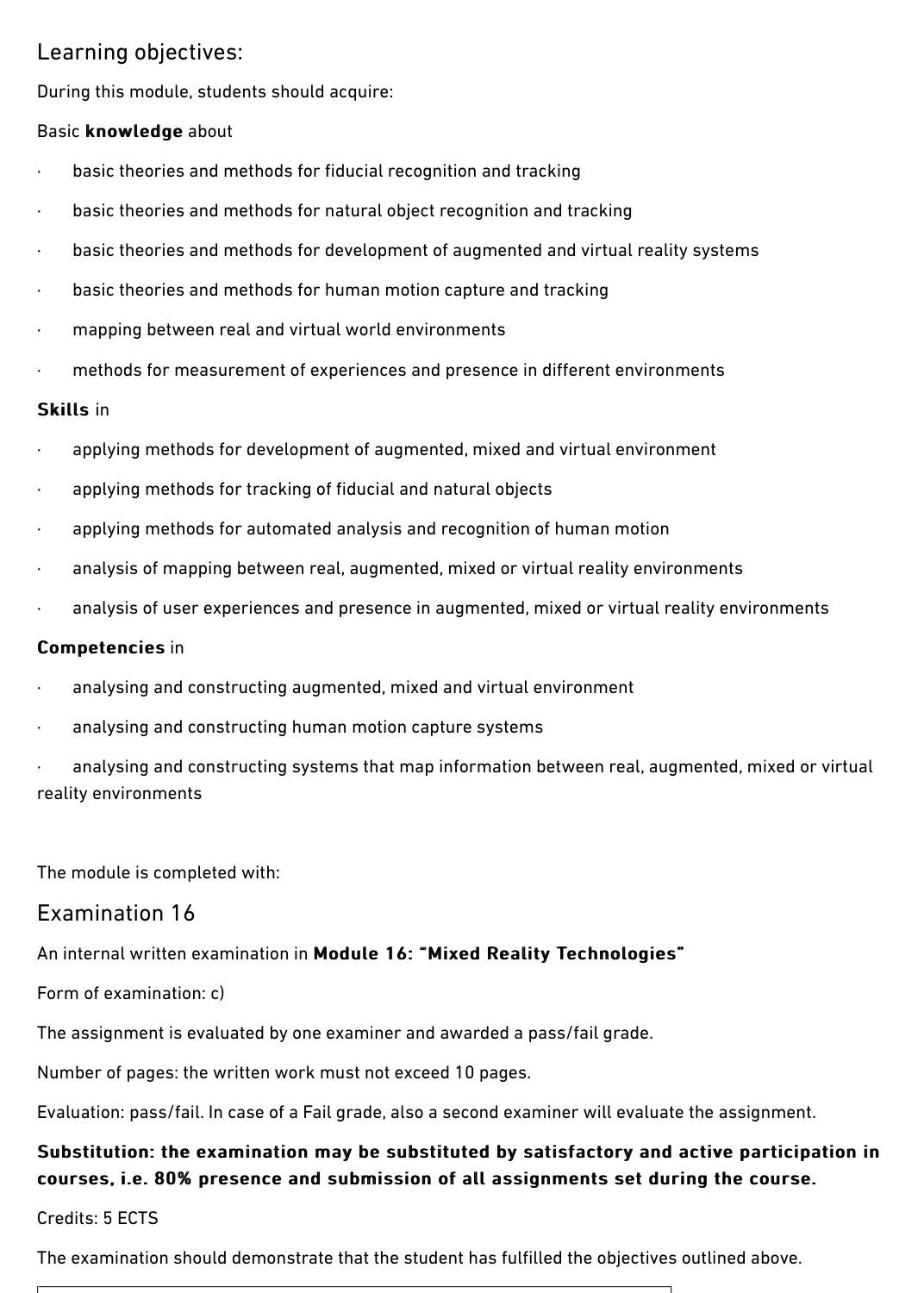## Learning objectives:

During this module, students should acquire:

Basic **knowledge** about

- basic theories and methods for fiducial recognition and tracking
- basic theories and methods for natural object recognition and tracking
- basic theories and methods for development of augmented and virtual reality systems
- basic theories and methods for human motion capture and tracking
- mapping between real and virtual world environments
- methods for measurement of experiences and presence in different environments

**Skills** in

- applying methods for development of augmented, mixed and virtual environment
- applying methods for tracking of fiducial and natural objects
- applying methods for automated analysis and recognition of human motion
- analysis of mapping between real, augmented, mixed or virtual reality environments
- analysis of user experiences and presence in augmented, mixed or virtual reality environments

**Competencies** in

- analysing and constructing augmented, mixed and virtual environment
- analysing and constructing human motion capture systems
- analysing and constructing systems that map information between real, augmented, mixed or virtual reality environments

The module is completed with:

## Examination 16

An internal written examination in **Module 16: "Mixed Reality Technologies"**

Form of examination: c)

The assignment is evaluated by one examiner and awarded a pass/fail grade.

Number of pages: the written work must not exceed 10 pages.

Evaluation: pass/fail. In case of a Fail grade, also a second examiner will evaluate the assignment.

**Substitution: the examination may be substituted by satisfactory and active participation in courses, i.e. 80% presence and submission of all assignments set during the course.**

Credits: 5 ECTS

The examination should demonstrate that the student has fulfilled the objectives outlined above.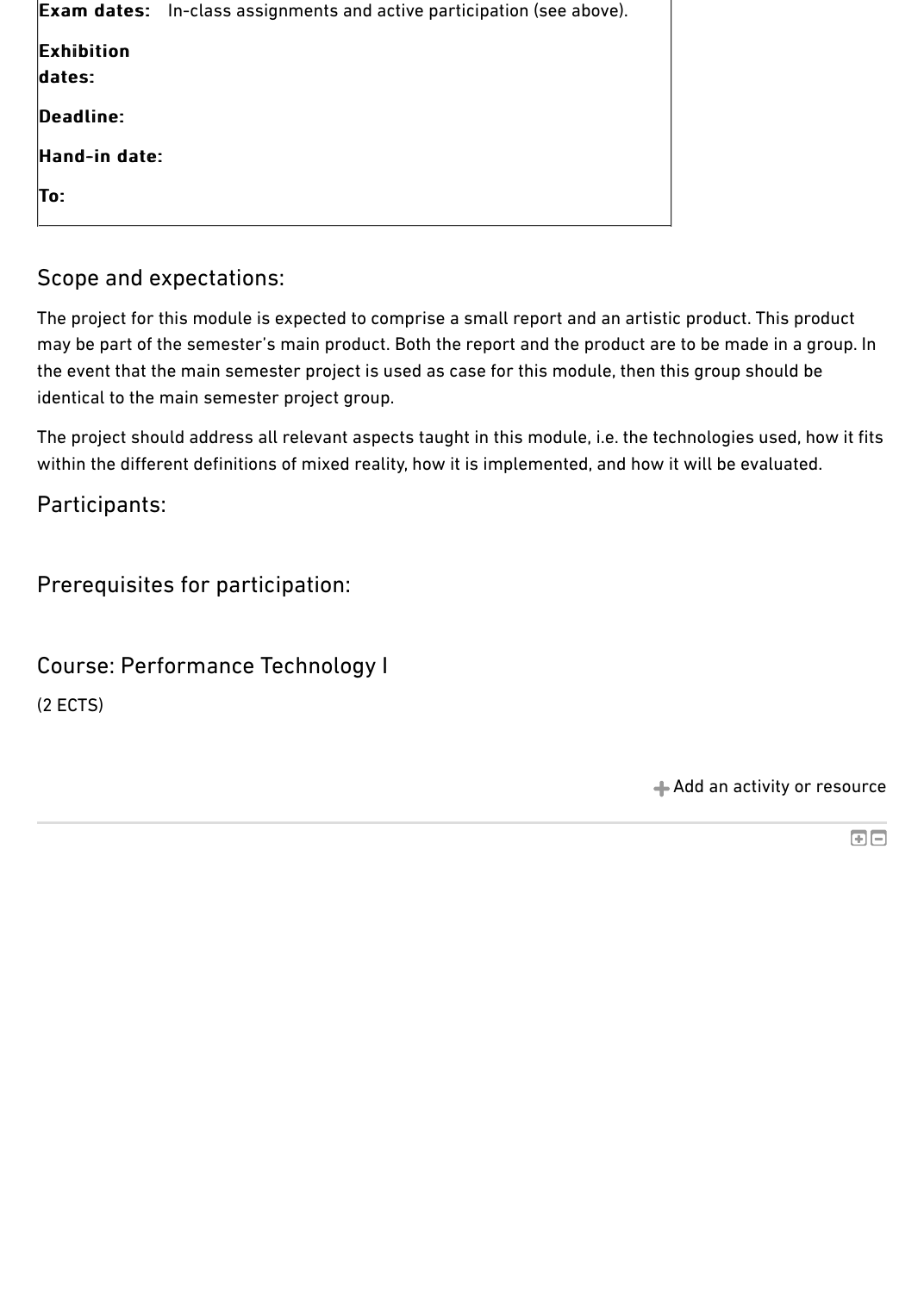| | |
|---|---|
| **Exam dates:** | In-class assignments and active participation (see above). |
| **Exhibition dates:** | |
| **Deadline:** | |
| **Hand-in date:** | |
| **To:** | |

## Scope and expectations:

The project for this module is expected to comprise a small report and an artistic product. This product may be part of the semester's main product. Both the report and the product are to be made in a group. In the event that the main semester project is used as case for this module, then this group should be identical to the main semester project group.

The project should address all relevant aspects taught in this module, i.e. the technologies used, how it fits within the different definitions of mixed reality, how it is implemented, and how it will be evaluated.

## Participants:

## Prerequisites for participation:

## Course: Performance Technology I

(2 ECTS)

Add an activity or resource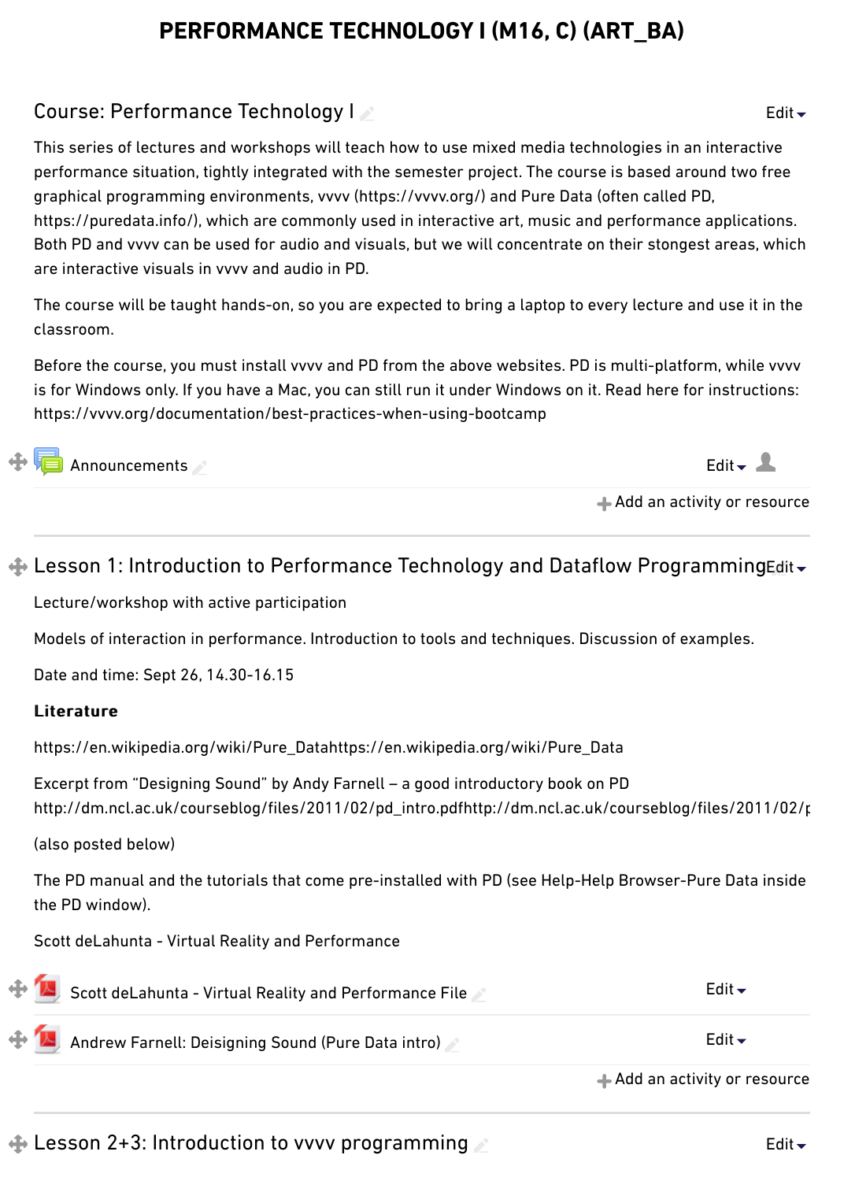# PERFORMANCE TECHNOLOGY I (M16, C) (ART_BA)

## Course: Performance Technology I

This series of lectures and workshops will teach how to use mixed media technologies in an interactive performance situation, tightly integrated with the semester project. The course is based around two free graphical programming environments, vvvv (https://vvvv.org/) and Pure Data (often called PD, https://puredata.info/), which are commonly used in interactive art, music and performance applications. Both PD and vvvv can be used for audio and visuals, but we will concentrate on their stongest areas, which are interactive visuals in vvvv and audio in PD.

The course will be taught hands-on, so you are expected to bring a laptop to every lecture and use it in the classroom.

Before the course, you must install vvvv and PD from the above websites. PD is multi-platform, while vvvv is for Windows only. If you have a Mac, you can still run it under Windows on it. Read here for instructions: https://vvvv.org/documentation/best-practices-when-using-bootcamp

Announcements

## Lesson 1: Introduction to Performance Technology and Dataflow Programming

Lecture/workshop with active participation

Models of interaction in performance. Introduction to tools and techniques. Discussion of examples.

Date and time: Sept 26, 14.30-16.15

**Literature**

https://en.wikipedia.org/wiki/Pure_Datahttps://en.wikipedia.org/wiki/Pure_Data

Excerpt from “Designing Sound” by Andy Farnell – a good introductory book on PD http://dm.ncl.ac.uk/courseblog/files/2011/02/pd_intro.pdfhttp://dm.ncl.ac.uk/courseblog/files/2011/02/p

(also posted below)

The PD manual and the tutorials that come pre-installed with PD (see Help-Help Browser-Pure Data inside the PD window).

Scott deLahunta - Virtual Reality and Performance

Scott deLahunta - Virtual Reality and Performance File

Andrew Farnell: Deisigning Sound (Pure Data intro)

## Lesson 2+3: Introduction to vvvv programming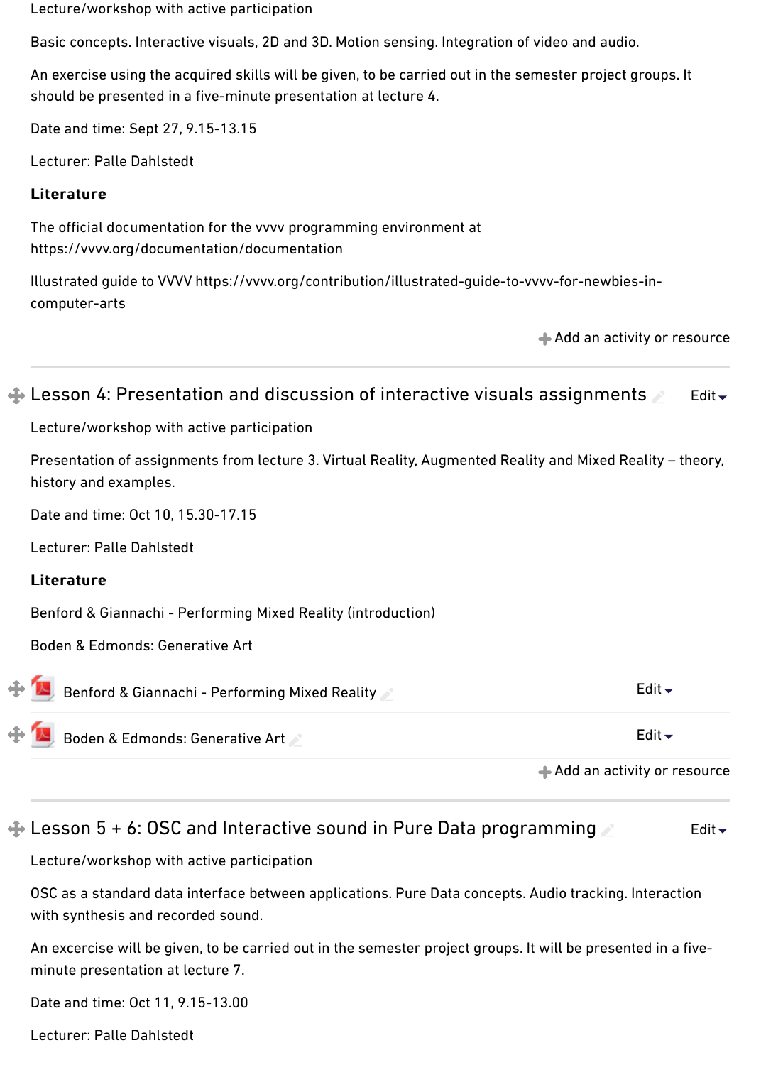Lecture/workshop with active participation

Basic concepts. Interactive visuals, 2D and 3D. Motion sensing. Integration of video and audio.

An exercise using the acquired skills will be given, to be carried out in the semester project groups. It should be presented in a five-minute presentation at lecture 4.

Date and time: Sept 27, 9.15-13.15

Lecturer: Palle Dahlstedt

**Literature**

The official documentation for the vvvv programming environment at https://vvvv.org/documentation/documentation

Illustrated guide to VVVV https://vvvv.org/contribution/illustrated-guide-to-vvvv-for-newbies-in-computer-arts

Add an activity or resource

## Lesson 4: Presentation and discussion of interactive visuals assignments

Lecture/workshop with active participation

Presentation of assignments from lecture 3. Virtual Reality, Augmented Reality and Mixed Reality – theory, history and examples.

Date and time: Oct 10, 15.30-17.15

Lecturer: Palle Dahlstedt

**Literature**

Benford & Giannachi - Performing Mixed Reality (introduction)

Boden & Edmonds: Generative Art

Benford & Giannachi - Performing Mixed Reality

Boden & Edmonds: Generative Art

Add an activity or resource

## Lesson 5 + 6: OSC and Interactive sound in Pure Data programming

Lecture/workshop with active participation

OSC as a standard data interface between applications. Pure Data concepts. Audio tracking. Interaction with synthesis and recorded sound.

An excercise will be given, to be carried out in the semester project groups. It will be presented in a five-minute presentation at lecture 7.

Date and time: Oct 11, 9.15-13.00

Lecturer: Palle Dahlstedt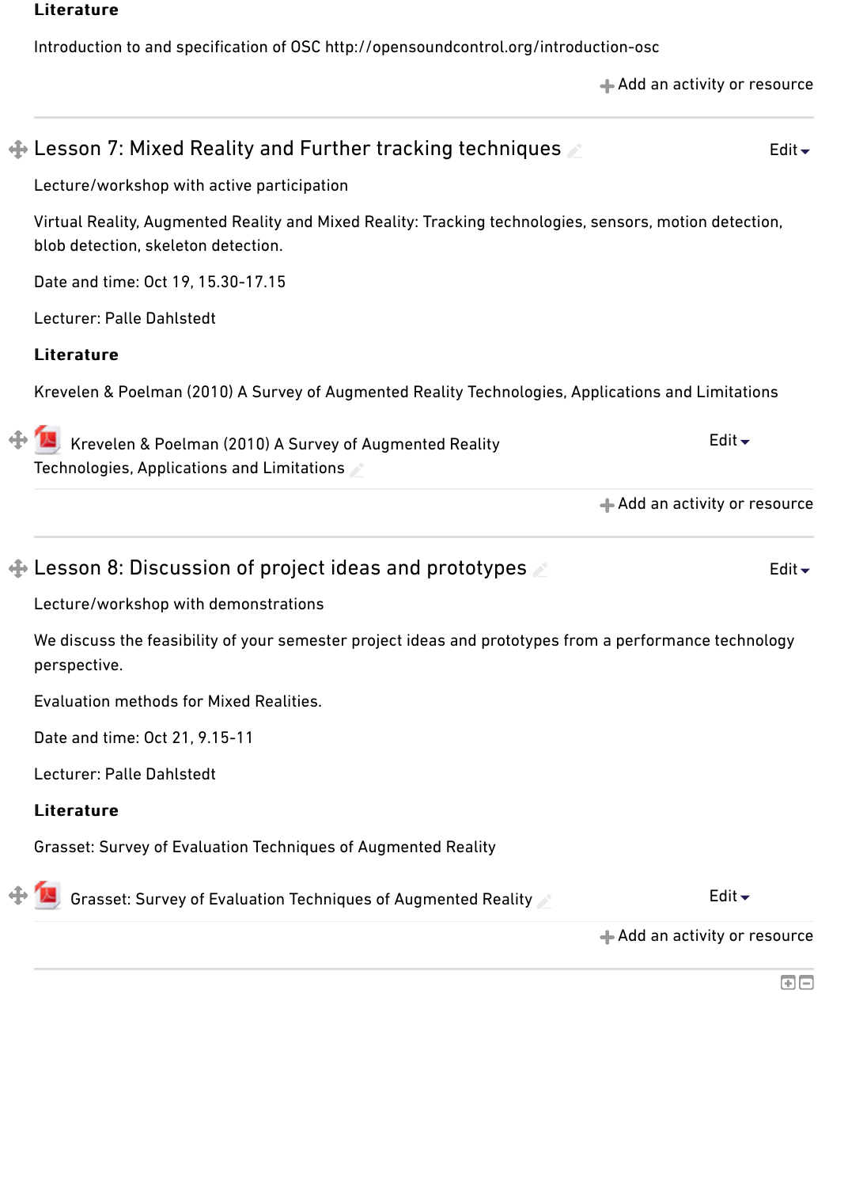**Literature**

Introduction to and specification of OSC http://opensoundcontrol.org/introduction-osc

Add an activity or resource

## Lesson 7: Mixed Reality and Further tracking techniques

Lecture/workshop with active participation

Virtual Reality, Augmented Reality and Mixed Reality: Tracking technologies, sensors, motion detection, blob detection, skeleton detection.

Date and time: Oct 19, 15.30-17.15

Lecturer: Palle Dahlstedt

**Literature**

Krevelen & Poelman (2010) A Survey of Augmented Reality Technologies, Applications and Limitations

Krevelen & Poelman (2010) A Survey of Augmented Reality Technologies, Applications and Limitations

Add an activity or resource

## Lesson 8: Discussion of project ideas and prototypes

Lecture/workshop with demonstrations

We discuss the feasibility of your semester project ideas and prototypes from a performance technology perspective.

Evaluation methods for Mixed Realities.

Date and time: Oct 21, 9.15-11

Lecturer: Palle Dahlstedt

**Literature**

Grasset: Survey of Evaluation Techniques of Augmented Reality

Grasset: Survey of Evaluation Techniques of Augmented Reality

Add an activity or resource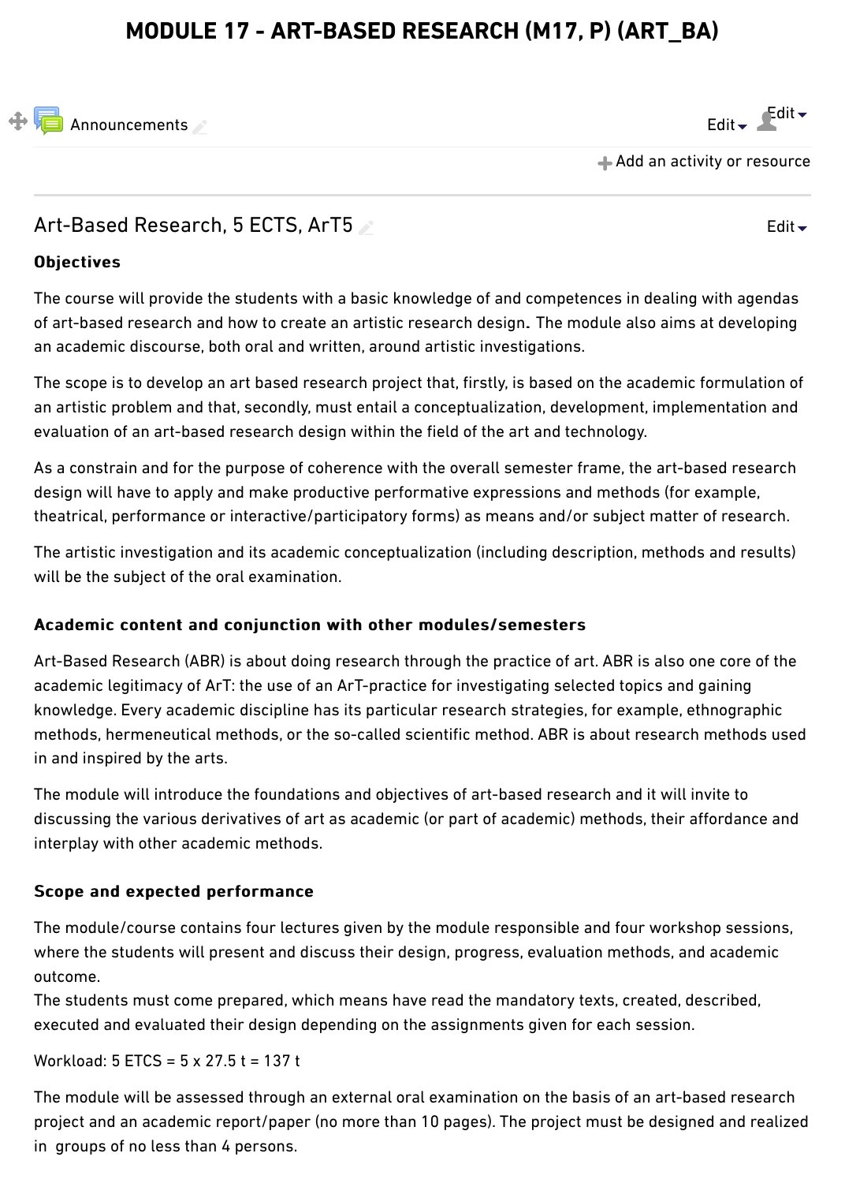# MODULE 17 - ART-BASED RESEARCH (M17, P) (ART_BA)

Announcements

Edit Edit

Add an activity or resource

## Art-Based Research, 5 ECTS, ArT5

Edit

### Objectives

The course will provide the students with a basic knowledge of and competences in dealing with agendas of art-based research and how to create an artistic research design. The module also aims at developing an academic discourse, both oral and written, around artistic investigations.

The scope is to develop an art based research project that, firstly, is based on the academic formulation of an artistic problem and that, secondly, must entail a conceptualization, development, implementation and evaluation of an art-based research design within the field of the art and technology.

As a constrain and for the purpose of coherence with the overall semester frame, the art-based research design will have to apply and make productive performative expressions and methods (for example, theatrical, performance or interactive/participatory forms) as means and/or subject matter of research.

The artistic investigation and its academic conceptualization (including description, methods and results) will be the subject of the oral examination.

### Academic content and conjunction with other modules/semesters

Art-Based Research (ABR) is about doing research through the practice of art. ABR is also one core of the academic legitimacy of ArT: the use of an ArT-practice for investigating selected topics and gaining knowledge. Every academic discipline has its particular research strategies, for example, ethnographic methods, hermeneutical methods, or the so-called scientific method. ABR is about research methods used in and inspired by the arts.

The module will introduce the foundations and objectives of art-based research and it will invite to discussing the various derivatives of art as academic (or part of academic) methods, their affordance and interplay with other academic methods.

### Scope and expected performance

The module/course contains four lectures given by the module responsible and four workshop sessions, where the students will present and discuss their design, progress, evaluation methods, and academic outcome.
The students must come prepared, which means have read the mandatory texts, created, described, executed and evaluated their design depending on the assignments given for each session.

Workload: 5 ETCS = 5 x 27.5 t = 137 t

The module will be assessed through an external oral examination on the basis of an art-based research project and an academic report/paper (no more than 10 pages). The project must be designed and realized in groups of no less than 4 persons.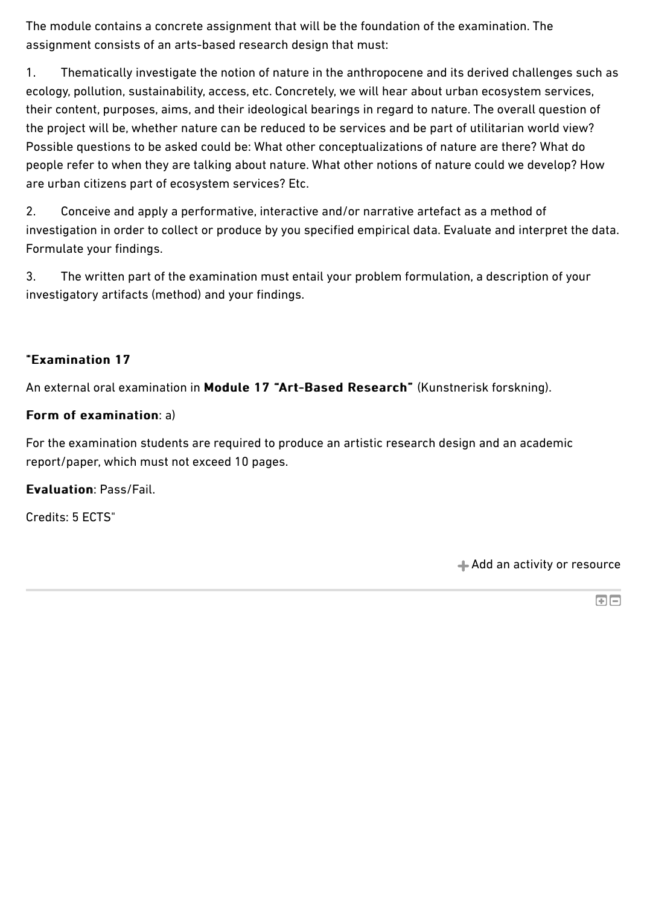The module contains a concrete assignment that will be the foundation of the examination. The assignment consists of an arts-based research design that must:

1. Thematically investigate the notion of nature in the anthropocene and its derived challenges such as ecology, pollution, sustainability, access, etc. Concretely, we will hear about urban ecosystem services, their content, purposes, aims, and their ideological bearings in regard to nature. The overall question of the project will be, whether nature can be reduced to be services and be part of utilitarian world view? Possible questions to be asked could be: What other conceptualizations of nature are there? What do people refer to when they are talking about nature. What other notions of nature could we develop? How are urban citizens part of ecosystem services? Etc.

2. Conceive and apply a performative, interactive and/or narrative artefact as a method of investigation in order to collect or produce by you specified empirical data. Evaluate and interpret the data. Formulate your findings.

3. The written part of the examination must entail your problem formulation, a description of your investigatory artifacts (method) and your findings.

**"Examination 17**

An external oral examination in **Module 17 "Art-Based Research"** (Kunstnerisk forskning).

**Form of examination**: a)

For the examination students are required to produce an artistic research design and an academic report/paper, which must not exceed 10 pages.

**Evaluation**: Pass/Fail.

Credits: 5 ECTS"

+ Add an activity or resource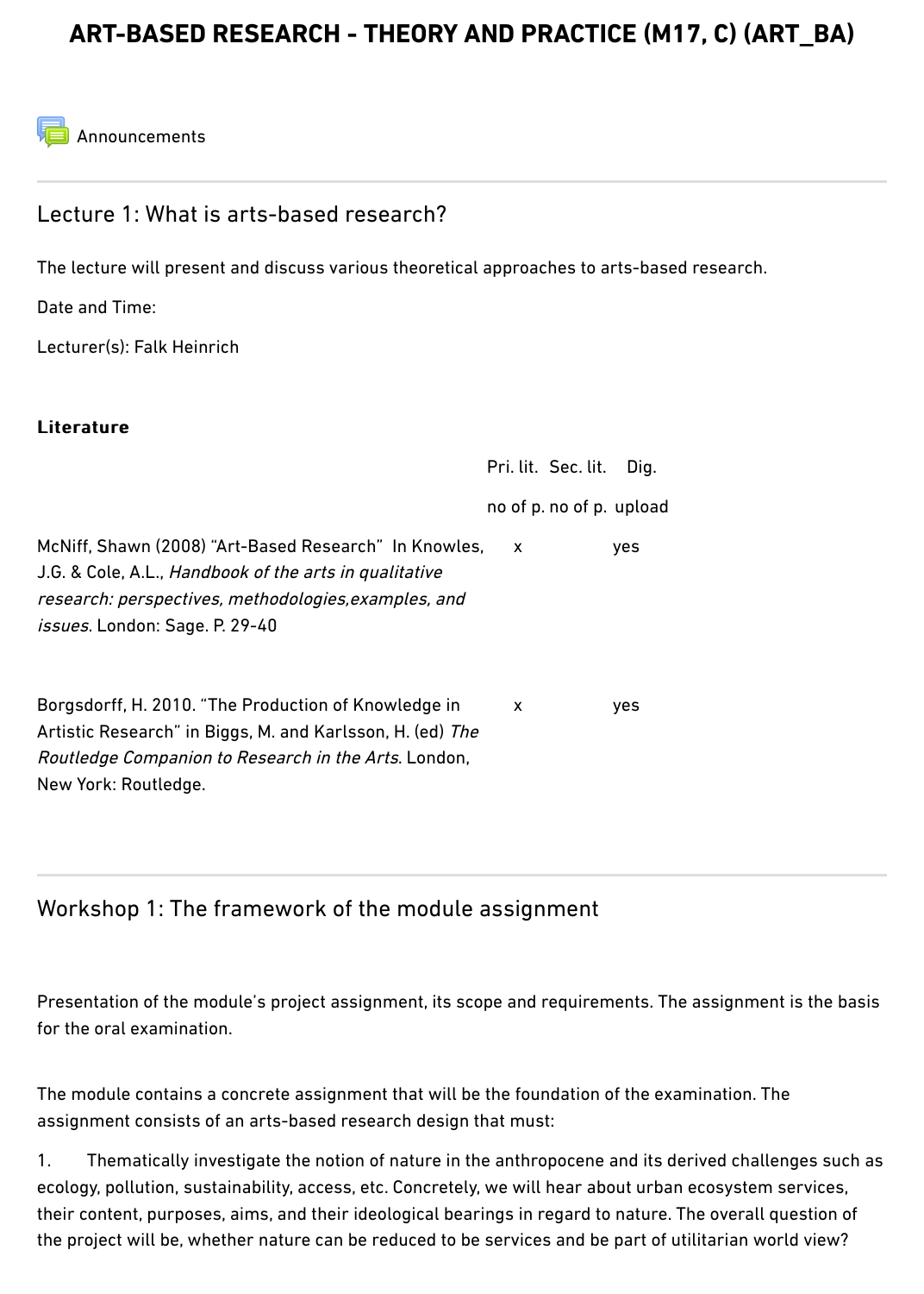# ART-BASED RESEARCH - THEORY AND PRACTICE (M17, C) (ART_BA)

Announcements

## Lecture 1: What is arts-based research?

The lecture will present and discuss various theoretical approaches to arts-based research.

Date and Time:

Lecturer(s): Falk Heinrich

**Literature**

| | Pri. lit. no of p. | Sec. lit. no of p. | Dig. upload |
|---|---|---|---|
| McNiff, Shawn (2008) "Art-Based Research" In Knowles, J.G. & Cole, A.L., *Handbook of the arts in qualitative research: perspectives, methodologies,examples, and issues*. London: Sage. P. 29-40 | x | | yes |
| Borgsdorff, H. 2010. "The Production of Knowledge in Artistic Research" in Biggs, M. and Karlsson, H. (ed) *The Routledge Companion to Research in the Arts*. London, New York: Routledge. | x | | yes |

## Workshop 1: The framework of the module assignment

Presentation of the module's project assignment, its scope and requirements. The assignment is the basis for the oral examination.

The module contains a concrete assignment that will be the foundation of the examination. The assignment consists of an arts-based research design that must:

1. Thematically investigate the notion of nature in the anthropocene and its derived challenges such as ecology, pollution, sustainability, access, etc. Concretely, we will hear about urban ecosystem services, their content, purposes, aims, and their ideological bearings in regard to nature. The overall question of the project will be, whether nature can be reduced to be services and be part of utilitarian world view?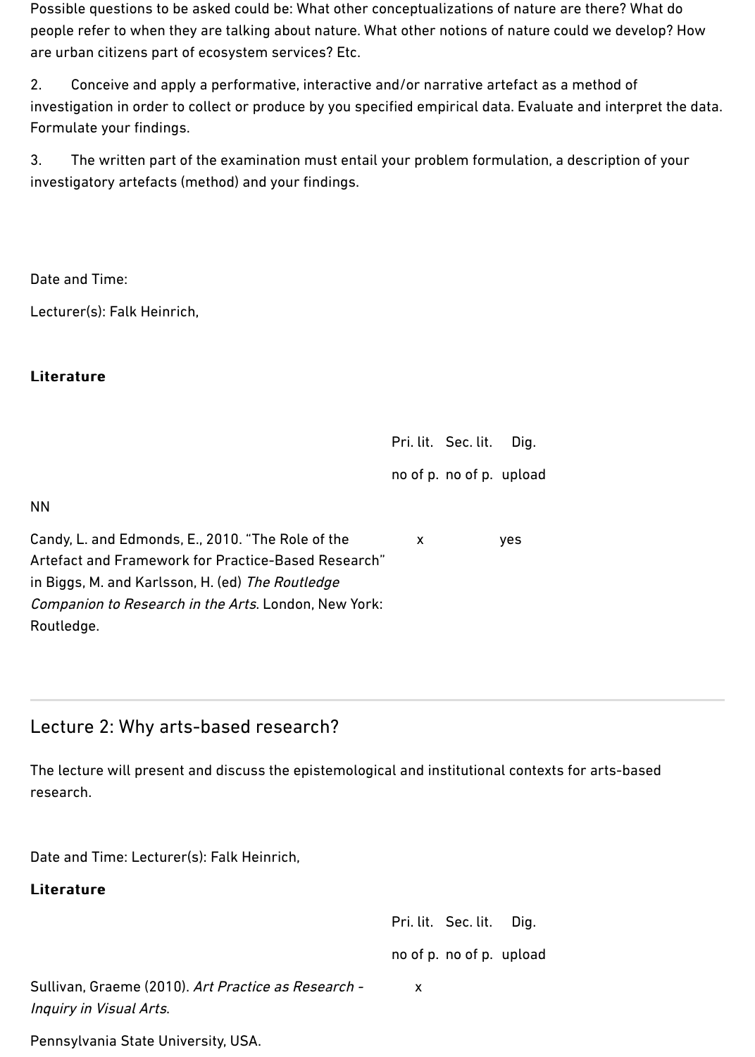Possible questions to be asked could be: What other conceptualizations of nature are there? What do people refer to when they are talking about nature. What other notions of nature could we develop? How are urban citizens part of ecosystem services? Etc.

2. Conceive and apply a performative, interactive and/or narrative artefact as a method of investigation in order to collect or produce by you specified empirical data. Evaluate and interpret the data. Formulate your findings.

3. The written part of the examination must entail your problem formulation, a description of your investigatory artefacts (method) and your findings.

Date and Time:

Lecturer(s): Falk Heinrich,

**Literature**

| | Pri. lit. no of p. | Sec. lit. no of p. | Dig. upload |
|---|---|---|---|
| NN | | | |
| Candy, L. and Edmonds, E., 2010. "The Role of the Artefact and Framework for Practice-Based Research" in Biggs, M. and Karlsson, H. (ed) *The Routledge Companion to Research in the Arts*. London, New York: Routledge. | x | | yes |

## Lecture 2: Why arts-based research?

The lecture will present and discuss the epistemological and institutional contexts for arts-based research.

Date and Time: Lecturer(s): Falk Heinrich,

**Literature**

| | Pri. lit. no of p. | Sec. lit. no of p. | Dig. upload |
|---|---|---|---|
| Sullivan, Graeme (2010). *Art Practice as Research - Inquiry in Visual Arts*. | x | | |

Pennsylvania State University, USA.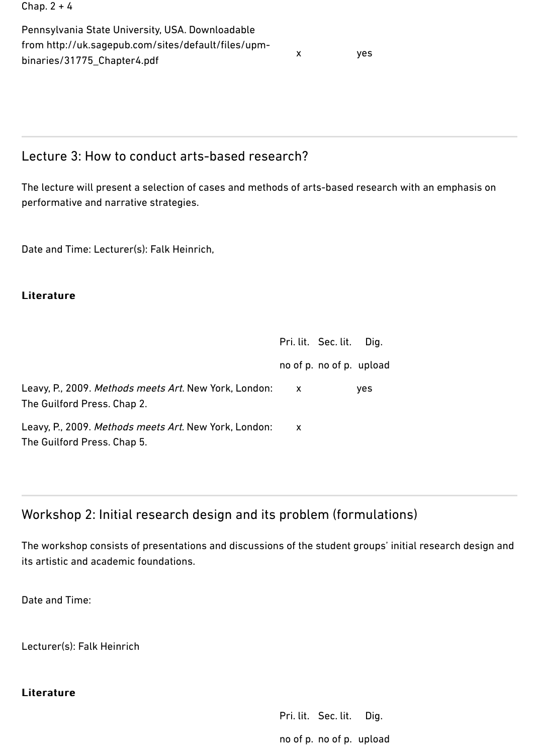Chap. 2 + 4

| | Pri. lit. no of p. | Sec. lit. no of p. | Dig. upload |
|---|---|---|---|
| Pennsylvania State University, USA. Downloadable from http://uk.sagepub.com/sites/default/files/upm-binaries/31775_Chapter4.pdf | x | | yes |

## Lecture 3: How to conduct arts-based research?

The lecture will present a selection of cases and methods of arts-based research with an emphasis on performative and narrative strategies.

Date and Time: Lecturer(s): Falk Heinrich,

**Literature**

| | Pri. lit. no of p. | Sec. lit. no of p. | Dig. upload |
|---|---|---|---|
| Leavy, P., 2009. *Methods meets Art*. New York, London: The Guilford Press. Chap 2. | x | | yes |
| Leavy, P., 2009. *Methods meets Art*. New York, London: The Guilford Press. Chap 5. | x | | |

## Workshop 2: Initial research design and its problem (formulations)

The workshop consists of presentations and discussions of the student groups' initial research design and its artistic and academic foundations.

Date and Time:

Lecturer(s): Falk Heinrich

**Literature**

| | Pri. lit. no of p. | Sec. lit. no of p. | Dig. upload |
|---|---|---|---|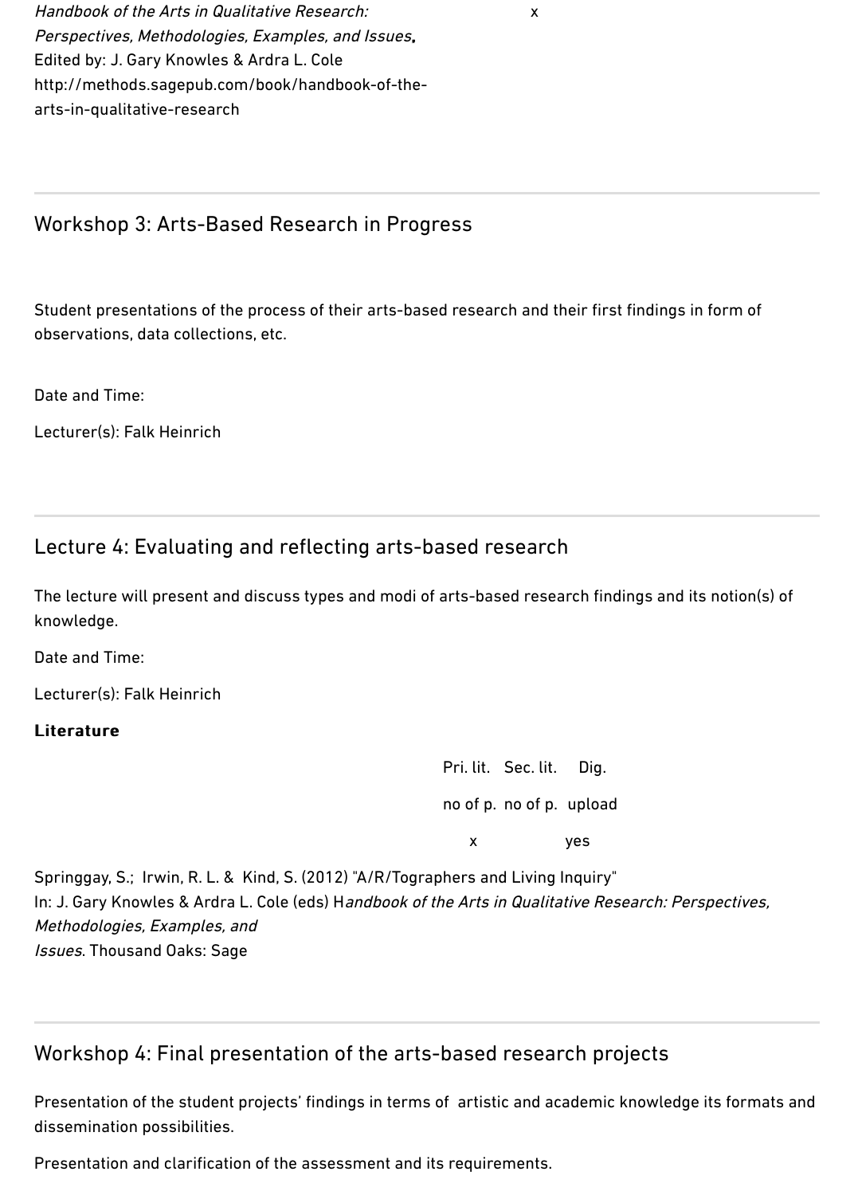*Handbook of the Arts in Qualitative Research: Perspectives, Methodologies, Examples, and Issues***.**
Edited by: J. Gary Knowles & Ardra L. Cole
http://methods.sagepub.com/book/handbook-of-the-arts-in-qualitative-research x

---

## Workshop 3: Arts-Based Research in Progress

Student presentations of the process of their arts-based research and their first findings in form of observations, data collections, etc.

Date and Time:

Lecturer(s): Falk Heinrich

---

## Lecture 4: Evaluating and reflecting arts-based research

The lecture will present and discuss types and modi of arts-based research findings and its notion(s) of knowledge.

Date and Time:

Lecturer(s): Falk Heinrich

**Literature**

| | Pri. lit. no of p. | Sec. lit. no of p. | Dig. upload |
|---|---|---|---|
| Springgay, S.; Irwin, R. L. & Kind, S. (2012) "A/R/Tographers and Living Inquiry" In: J. Gary Knowles & Ardra L. Cole (eds) H*andbook of the Arts in Qualitative Research: Perspectives, Methodologies, Examples, and Issues*. Thousand Oaks: Sage | x | | yes |

---

## Workshop 4: Final presentation of the arts-based research projects

Presentation of the student projects' findings in terms of artistic and academic knowledge its formats and dissemination possibilities.

Presentation and clarification of the assessment and its requirements.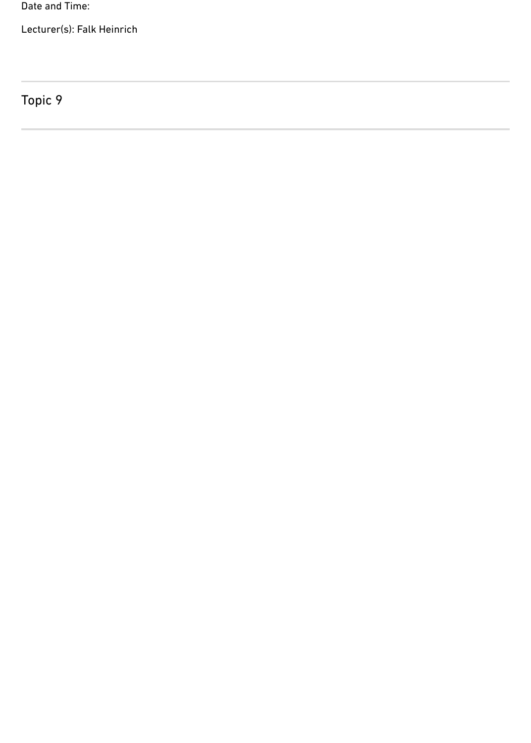Date and Time:

Lecturer(s): Falk Heinrich

---

## Topic 9

---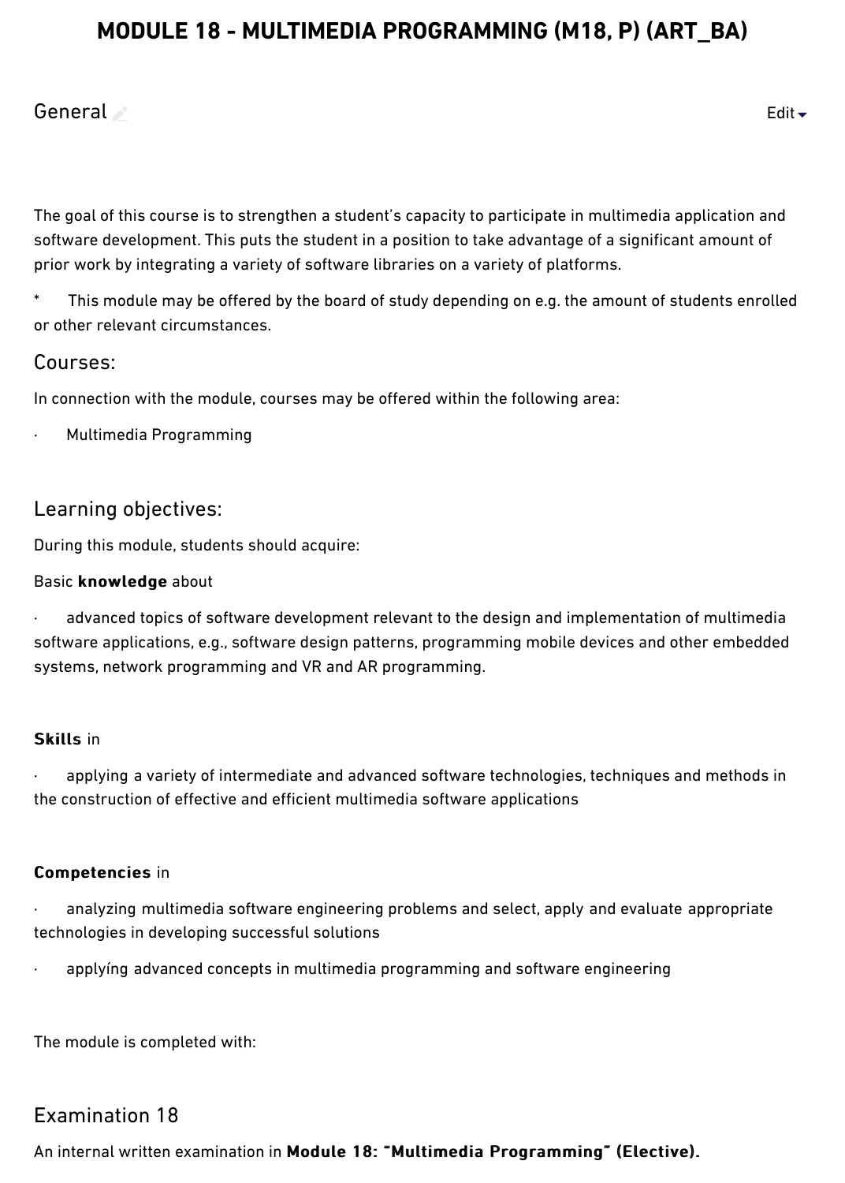# MODULE 18 - MULTIMEDIA PROGRAMMING (M18, P) (ART_BA)

## General

The goal of this course is to strengthen a student's capacity to participate in multimedia application and software development. This puts the student in a position to take advantage of a significant amount of prior work by integrating a variety of software libraries on a variety of platforms.

* This module may be offered by the board of study depending on e.g. the amount of students enrolled or other relevant circumstances.

## Courses:

In connection with the module, courses may be offered within the following area:

- Multimedia Programming

## Learning objectives:

During this module, students should acquire:

Basic **knowledge** about

- advanced topics of software development relevant to the design and implementation of multimedia software applications, e.g., software design patterns, programming mobile devices and other embedded systems, network programming and VR and AR programming.

**Skills** in

- applying a variety of intermediate and advanced software technologies, techniques and methods in the construction of effective and efficient multimedia software applications

**Competencies** in

- analyzing multimedia software engineering problems and select, apply and evaluate appropriate technologies in developing successful solutions
- applyíng advanced concepts in multimedia programming and software engineering

The module is completed with:

## Examination 18

An internal written examination in **Module 18: "Multimedia Programming" (Elective).**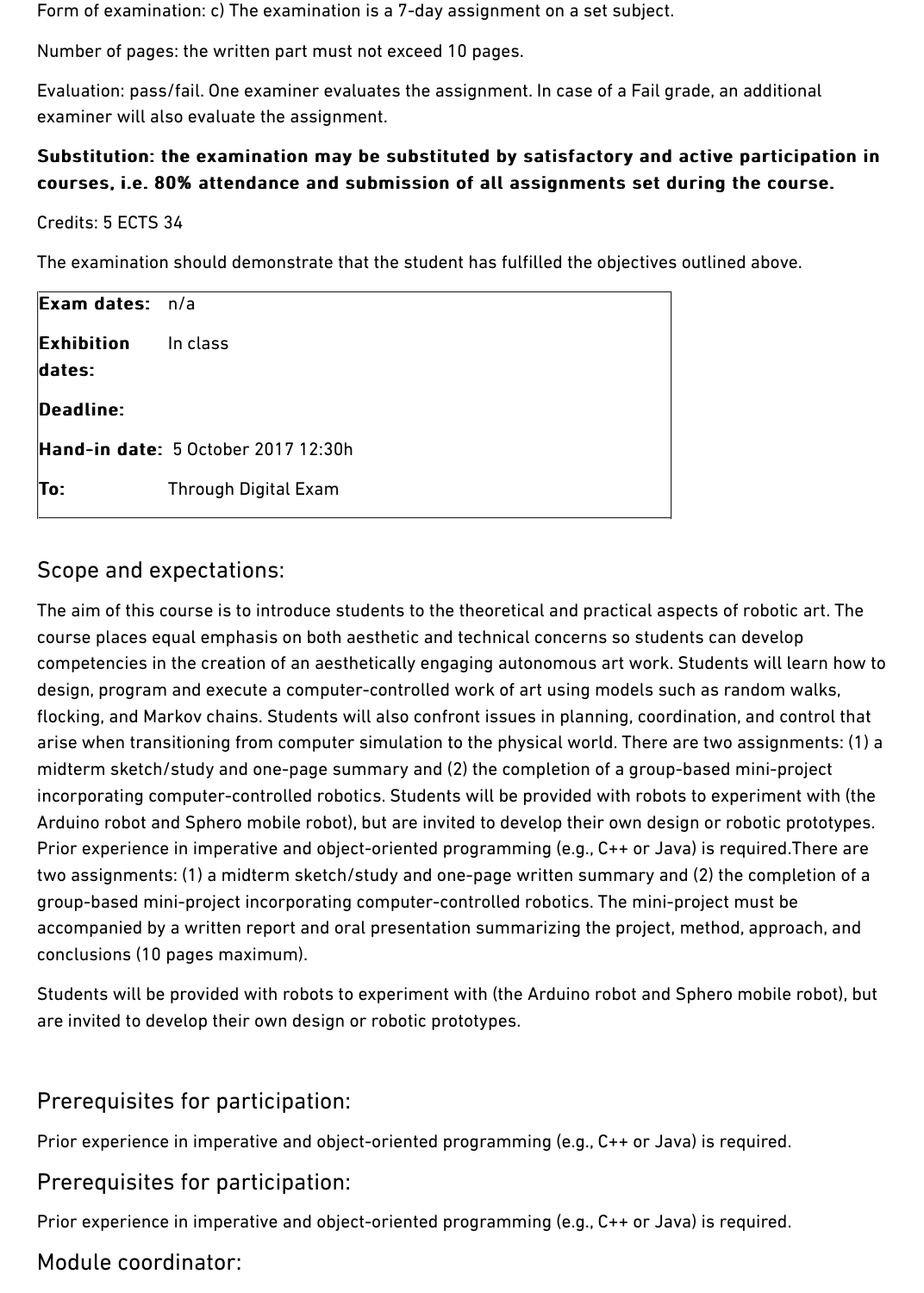Form of examination: c) The examination is a 7-day assignment on a set subject.

Number of pages: the written part must not exceed 10 pages.

Evaluation: pass/fail. One examiner evaluates the assignment. In case of a Fail grade, an additional examiner will also evaluate the assignment.

**Substitution: the examination may be substituted by satisfactory and active participation in courses, i.e. 80% attendance and submission of all assignments set during the course.**

Credits: 5 ECTS 34

The examination should demonstrate that the student has fulfilled the objectives outlined above.

| | |
|---|---|
| **Exam dates:** | n/a |
| **Exhibition dates:** | In class |
| **Deadline:** | |
| **Hand-in date:** | 5 October 2017 12:30h |
| **To:** | Through Digital Exam |

## Scope and expectations:

The aim of this course is to introduce students to the theoretical and practical aspects of robotic art. The course places equal emphasis on both aesthetic and technical concerns so students can develop competencies in the creation of an aesthetically engaging autonomous art work. Students will learn how to design, program and execute a computer-controlled work of art using models such as random walks, flocking, and Markov chains. Students will also confront issues in planning, coordination, and control that arise when transitioning from computer simulation to the physical world. There are two assignments: (1) a midterm sketch/study and one-page summary and (2) the completion of a group-based mini-project incorporating computer-controlled robotics. Students will be provided with robots to experiment with (the Arduino robot and Sphero mobile robot), but are invited to develop their own design or robotic prototypes. Prior experience in imperative and object-oriented programming (e.g., C++ or Java) is required.There are two assignments: (1) a midterm sketch/study and one-page written summary and (2) the completion of a group-based mini-project incorporating computer-controlled robotics. The mini-project must be accompanied by a written report and oral presentation summarizing the project, method, approach, and conclusions (10 pages maximum).

Students will be provided with robots to experiment with (the Arduino robot and Sphero mobile robot), but are invited to develop their own design or robotic prototypes.

## Prerequisites for participation:

Prior experience in imperative and object-oriented programming (e.g., C++ or Java) is required.

## Prerequisites for participation:

Prior experience in imperative and object-oriented programming (e.g., C++ or Java) is required.

## Module coordinator: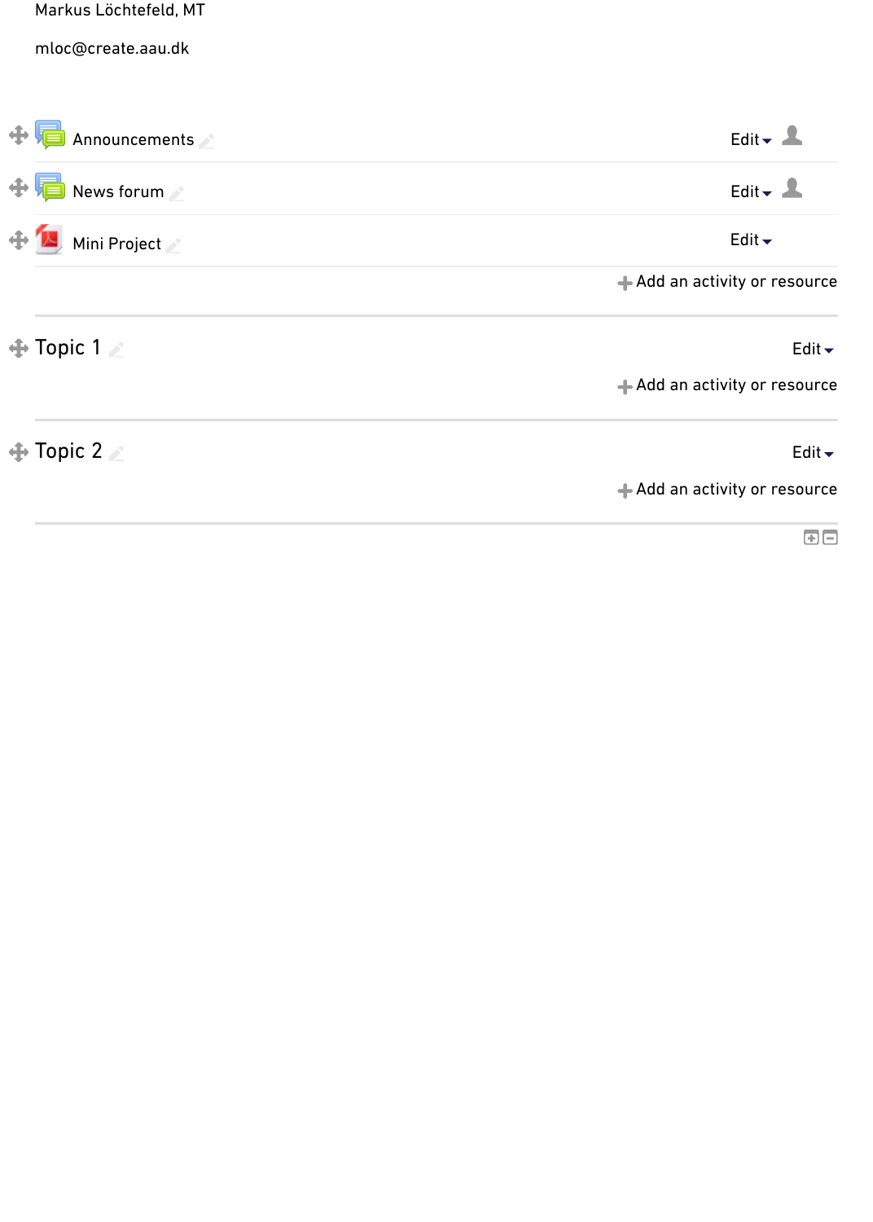Markus Löchtefeld, MT

mloc@create.aau.dk

Announcements

Edit

News forum

Edit

Mini Project

Edit

Add an activity or resource

## Topic 1

Edit

Add an activity or resource

## Topic 2

Edit

Add an activity or resource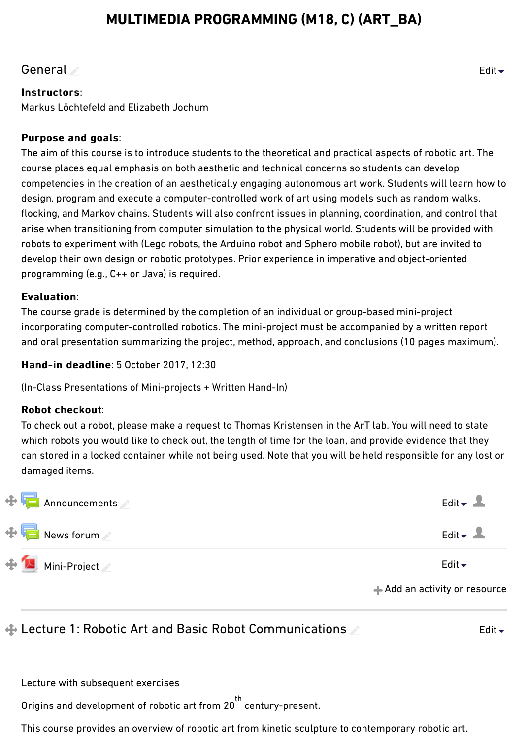# MULTIMEDIA PROGRAMMING (M18, C) (ART_BA)

## General

**Instructors**:
Markus Löchtefeld and Elizabeth Jochum

**Purpose and goals**:
The aim of this course is to introduce students to the theoretical and practical aspects of robotic art. The course places equal emphasis on both aesthetic and technical concerns so students can develop competencies in the creation of an aesthetically engaging autonomous art work. Students will learn how to design, program and execute a computer-controlled work of art using models such as random walks, flocking, and Markov chains. Students will also confront issues in planning, coordination, and control that arise when transitioning from computer simulation to the physical world. Students will be provided with robots to experiment with (Lego robots, the Arduino robot and Sphero mobile robot), but are invited to develop their own design or robotic prototypes. Prior experience in imperative and object-oriented programming (e.g., C++ or Java) is required.

**Evaluation**:
The course grade is determined by the completion of an individual or group-based mini-project incorporating computer-controlled robotics. The mini-project must be accompanied by a written report and oral presentation summarizing the project, method, approach, and conclusions (10 pages maximum).

**Hand-in deadline**: 5 October 2017, 12:30

(In-Class Presentations of Mini-projects + Written Hand-In)

**Robot checkout**:
To check out a robot, please make a request to Thomas Kristensen in the ArT lab. You will need to state which robots you would like to check out, the length of time for the loan, and provide evidence that they can stored in a locked container while not being used. Note that you will be held responsible for any lost or damaged items.

- Announcements
- News forum
- Mini-Project

## Lecture 1: Robotic Art and Basic Robot Communications

Lecture with subsequent exercises

Origins and development of robotic art from 20th century-present.

This course provides an overview of robotic art from kinetic sculpture to contemporary robotic art.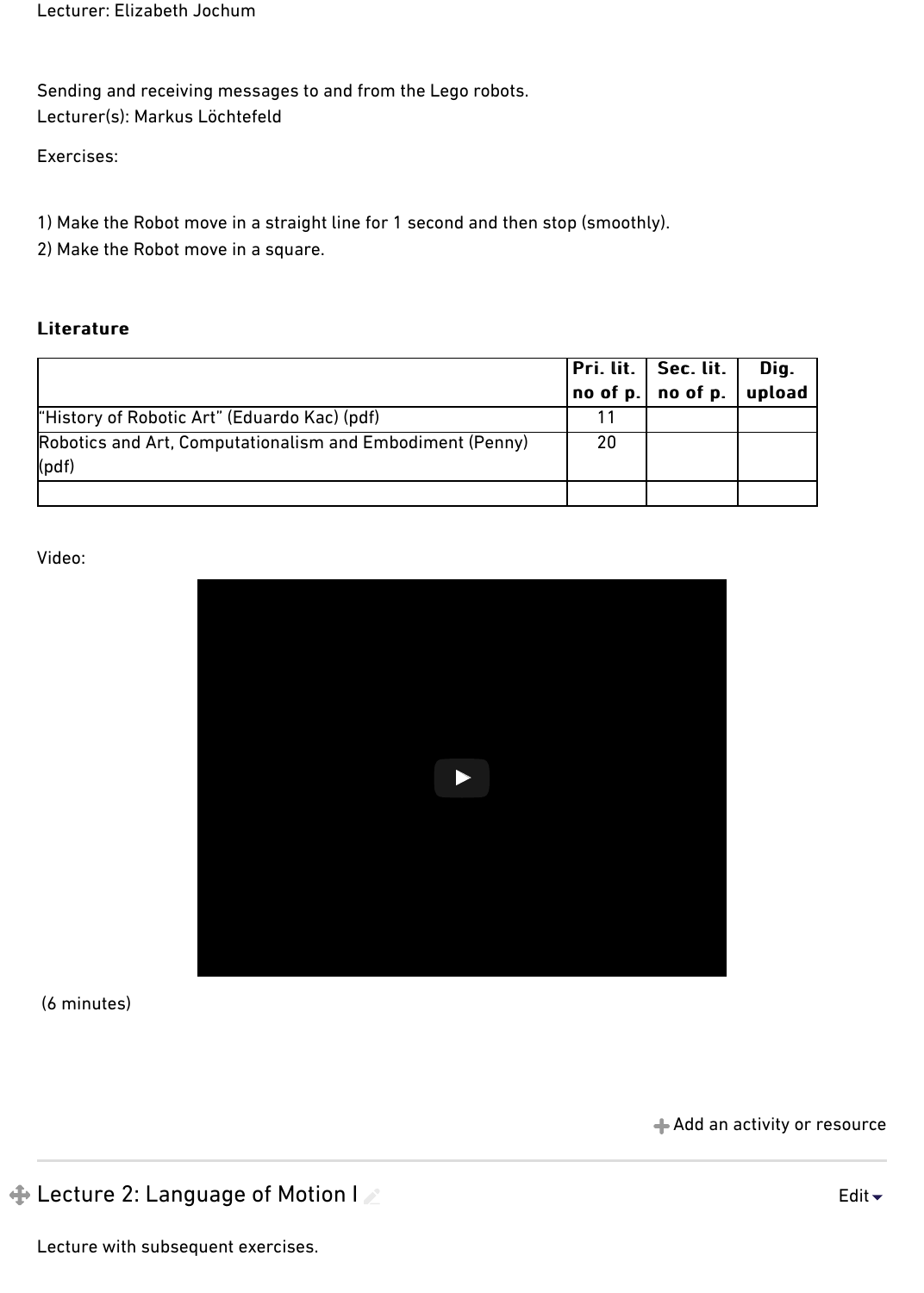Lecturer: Elizabeth Jochum

Sending and receiving messages to and from the Lego robots.
Lecturer(s): Markus Löchtefeld

Exercises:

1) Make the Robot move in a straight line for 1 second and then stop (smoothly).
2) Make the Robot move in a square.

**Literature**

| | Pri. lit. no of p. | Sec. lit. no of p. | Dig. upload |
|---|---|---|---|
| "History of Robotic Art" (Eduardo Kac) (pdf) | 11 | | |
| Robotics and Art, Computationalism and Embodiment (Penny) (pdf) | 20 | | |
| | | | |

Video:

(6 minutes)

Add an activity or resource

## Lecture 2: Language of Motion I

Edit

Lecture with subsequent exercises.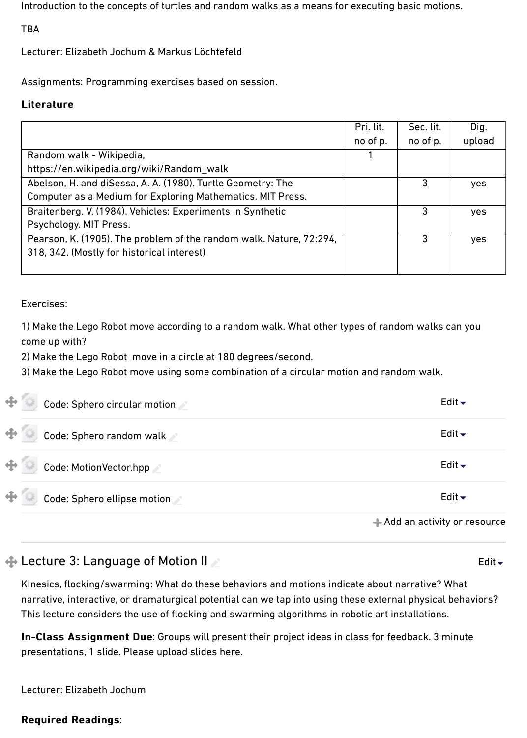Introduction to the concepts of turtles and random walks as a means for executing basic motions.

TBA

Lecturer: Elizabeth Jochum & Markus Löchtefeld

Assignments: Programming exercises based on session.

**Literature**

| | Pri. lit. no of p. | Sec. lit. no of p. | Dig. upload |
|---|---|---|---|
| Random walk - Wikipedia, https://en.wikipedia.org/wiki/Random_walk | 1 | | |
| Abelson, H. and diSessa, A. A. (1980). Turtle Geometry: The Computer as a Medium for Exploring Mathematics. MIT Press. | | 3 | yes |
| Braitenberg, V. (1984). Vehicles: Experiments in Synthetic Psychology. MIT Press. | | 3 | yes |
| Pearson, K. (1905). The problem of the random walk. Nature, 72:294, 318, 342. (Mostly for historical interest) | | 3 | yes |

Exercises:

1) Make the Lego Robot move according to a random walk. What other types of random walks can you come up with?
2) Make the Lego Robot move in a circle at 180 degrees/second.
3) Make the Lego Robot move using some combination of a circular motion and random walk.

Code: Sphero circular motion

Code: Sphero random walk

Code: MotionVector.hpp

Code: Sphero ellipse motion

## Lecture 3: Language of Motion II

Kinesics, flocking/swarming: What do these behaviors and motions indicate about narrative? What narrative, interactive, or dramaturgical potential can we tap into using these external physical behaviors? This lecture considers the use of flocking and swarming algorithms in robotic art installations.

**In-Class Assignment Due**: Groups will present their project ideas in class for feedback. 3 minute presentations, 1 slide. Please upload slides here.

Lecturer: Elizabeth Jochum

**Required Readings**: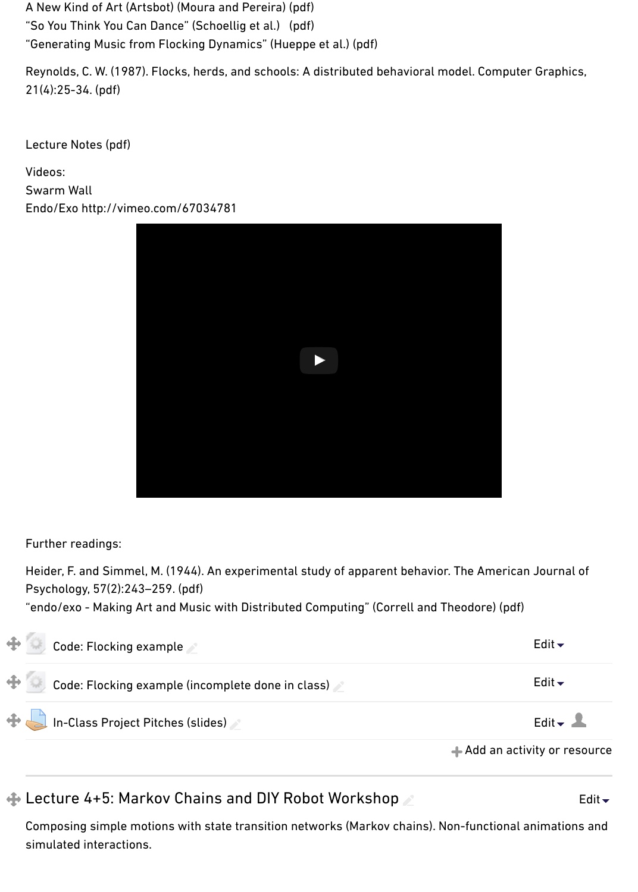A New Kind of Art (Artsbot) (Moura and Pereira) (pdf)
"So You Think You Can Dance" (Schoellig et al.) (pdf)
"Generating Music from Flocking Dynamics" (Hueppe et al.) (pdf)

Reynolds, C. W. (1987). Flocks, herds, and schools: A distributed behavioral model. Computer Graphics, 21(4):25-34. (pdf)

Lecture Notes (pdf)

Videos:
Swarm Wall
Endo/Exo http://vimeo.com/67034781

Further readings:

Heider, F. and Simmel, M. (1944). An experimental study of apparent behavior. The American Journal of Psychology, 57(2):243–259. (pdf)
"endo/exo - Making Art and Music with Distributed Computing" (Correll and Theodore) (pdf)

- Code: Flocking example
- Code: Flocking example (incomplete done in class)
- In-Class Project Pitches (slides)

## Lecture 4+5: Markov Chains and DIY Robot Workshop

Composing simple motions with state transition networks (Markov chains). Non-functional animations and simulated interactions.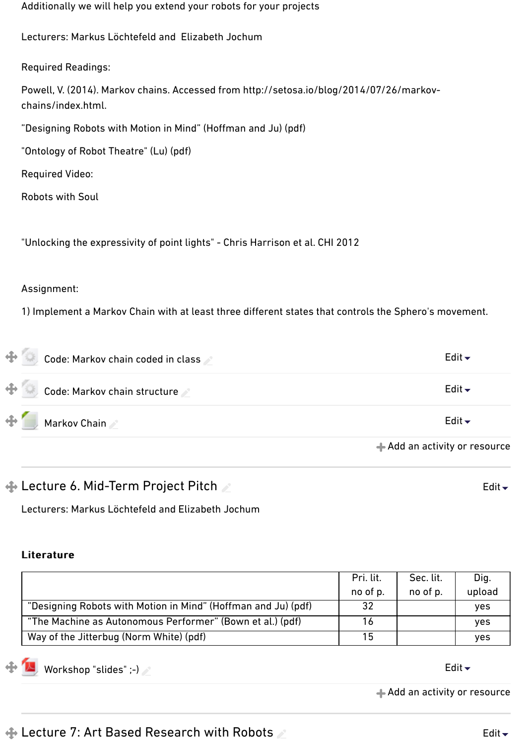Additionally we will help you extend your robots for your projects

Lecturers: Markus Löchtefeld and  Elizabeth Jochum

Required Readings:

Powell, V. (2014). Markov chains. Accessed from http://setosa.io/blog/2014/07/26/markov-chains/index.html.

"Designing Robots with Motion in Mind" (Hoffman and Ju) (pdf)

"Ontology of Robot Theatre" (Lu) (pdf)

Required Video:

Robots with Soul

"Unlocking the expressivity of point lights" - Chris Harrison et al. CHI 2012

Assignment:

1) Implement a Markov Chain with at least three different states that controls the Sphero's movement.

Code: Markov chain coded in class

Code: Markov chain structure

Markov Chain

## Lecture 6. Mid-Term Project Pitch

Lecturers: Markus Löchtefeld and Elizabeth Jochum

**Literature**

| | Pri. lit. no of p. | Sec. lit. no of p. | Dig. upload |
|---|---|---|---|
| "Designing Robots with Motion in Mind" (Hoffman and Ju) (pdf) | 32 | | yes |
| "The Machine as Autonomous Performer" (Bown et al.) (pdf) | 16 | | yes |
| Way of the Jitterbug (Norm White) (pdf) | 15 | | yes |

Workshop "slides" ;-)

## Lecture 7: Art Based Research with Robots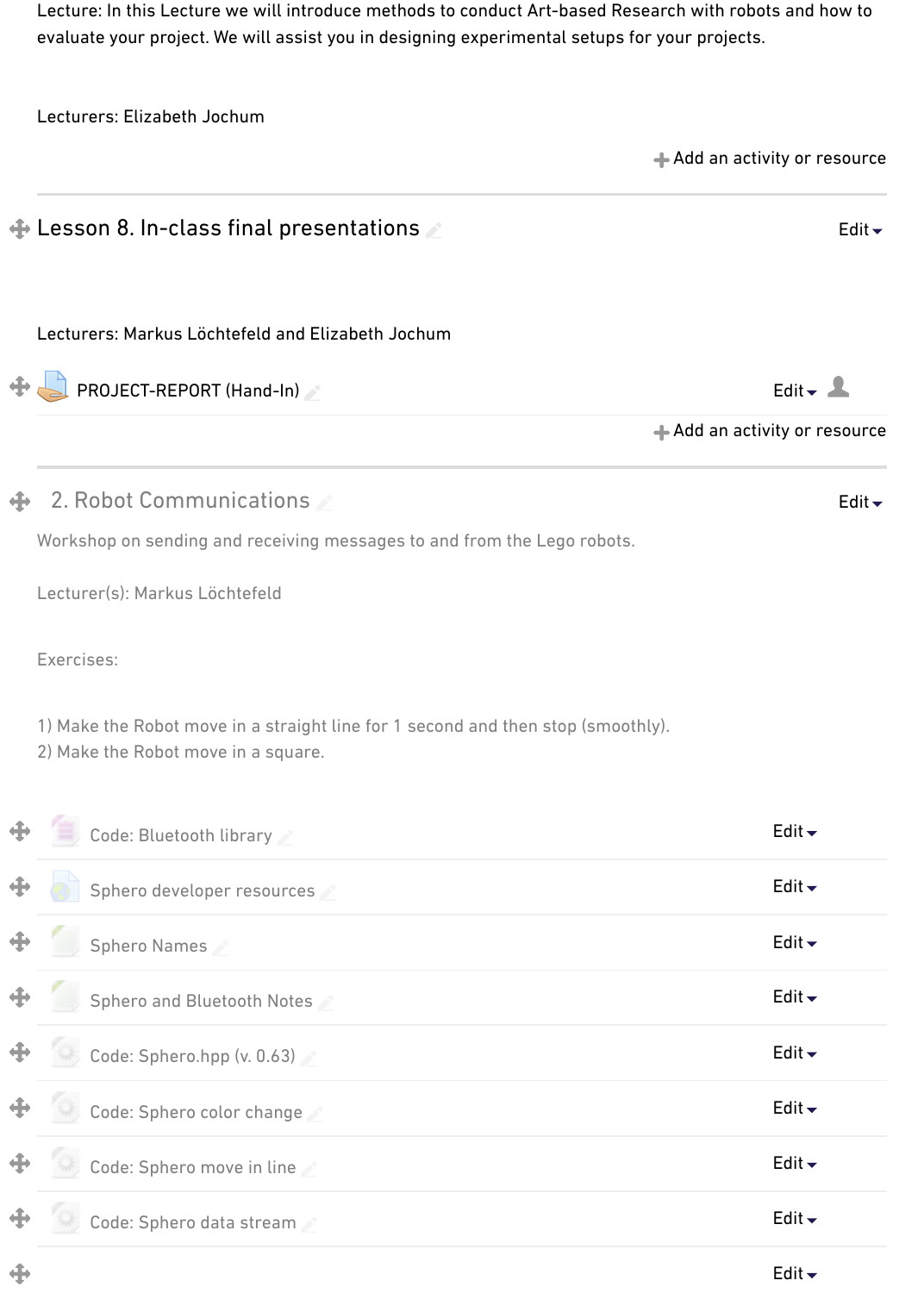Lecture: In this Lecture we will introduce methods to conduct Art-based Research with robots and how to evaluate your project. We will assist you in designing experimental setups for your projects.

Lecturers: Elizabeth Jochum

Add an activity or resource

## Lesson 8. In-class final presentations

Lecturers: Markus Löchtefeld and Elizabeth Jochum

PROJECT-REPORT (Hand-In)

Add an activity or resource

## 2. Robot Communications

Workshop on sending and receiving messages to and from the Lego robots.

Lecturer(s): Markus Löchtefeld

Exercises:

1) Make the Robot move in a straight line for 1 second and then stop (smoothly).
2) Make the Robot move in a square.

- Code: Bluetooth library
- Sphero developer resources
- Sphero Names
- Sphero and Bluetooth Notes
- Code: Sphero.hpp (v. 0.63)
- Code: Sphero color change
- Code: Sphero move in line
- Code: Sphero data stream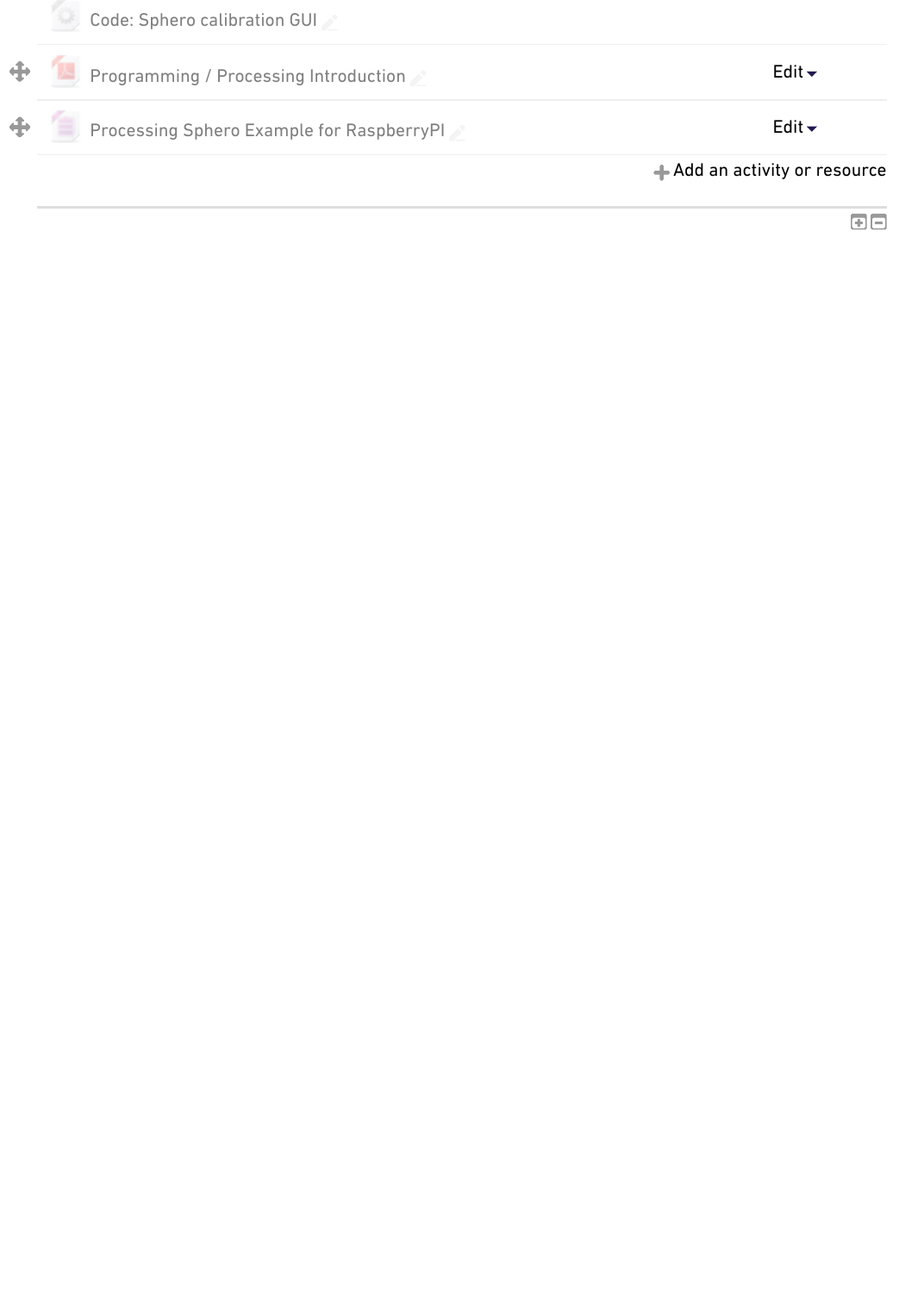- Code: Sphero calibration GUI
- Programming / Processing Introduction — Edit
- Processing Sphero Example for RaspberryPI — Edit

Add an activity or resource